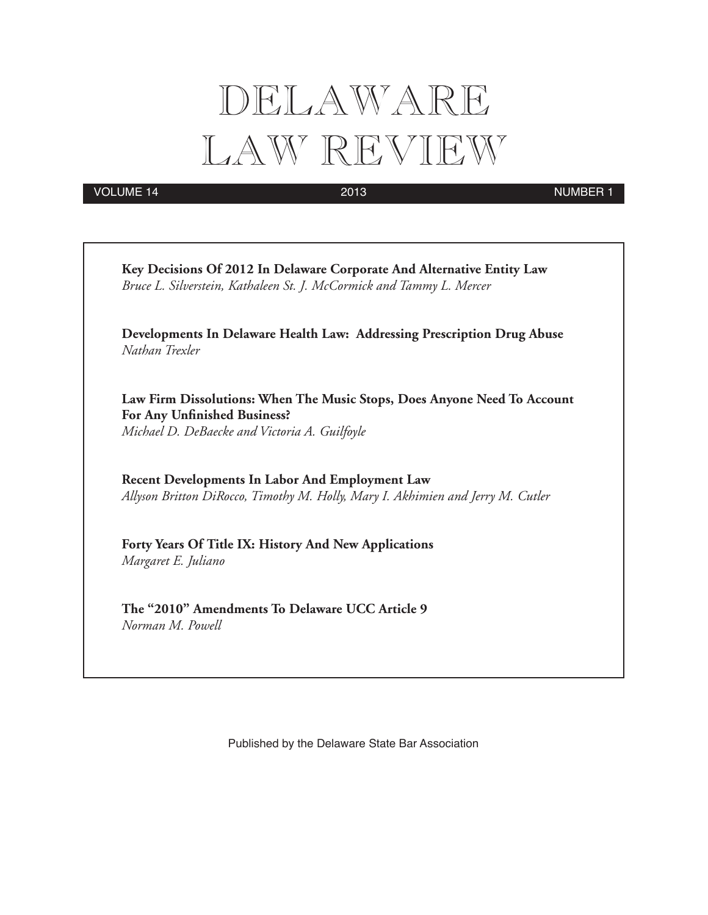# DELAWARE LAW REVIEW

VOLUME 14 2013 NUMBER 1

**Key Decisions Of 2012 In Delaware Corporate And Alternative Entity Law**
*Bruce L. Silverstein, Kathaleen St. J. McCormick and Tammy L. Mercer*

**Developments In Delaware Health Law: Addressing Prescription Drug Abuse**
*Nathan Trexler*

**Law Firm Dissolutions: When The Music Stops, Does Anyone Need To Account For Any Unfinished Business?**
*Michael D. DeBaecke and Victoria A. Guilfoyle*

**Recent Developments In Labor And Employment Law**
*Allyson Britton DiRocco, Timothy M. Holly, Mary I. Akhimien and Jerry M. Cutler*

**Forty Years Of Title IX: History And New Applications**
*Margaret E. Juliano*

**The "2010" Amendments To Delaware UCC Article 9**
*Norman M. Powell*

Published by the Delaware State Bar Association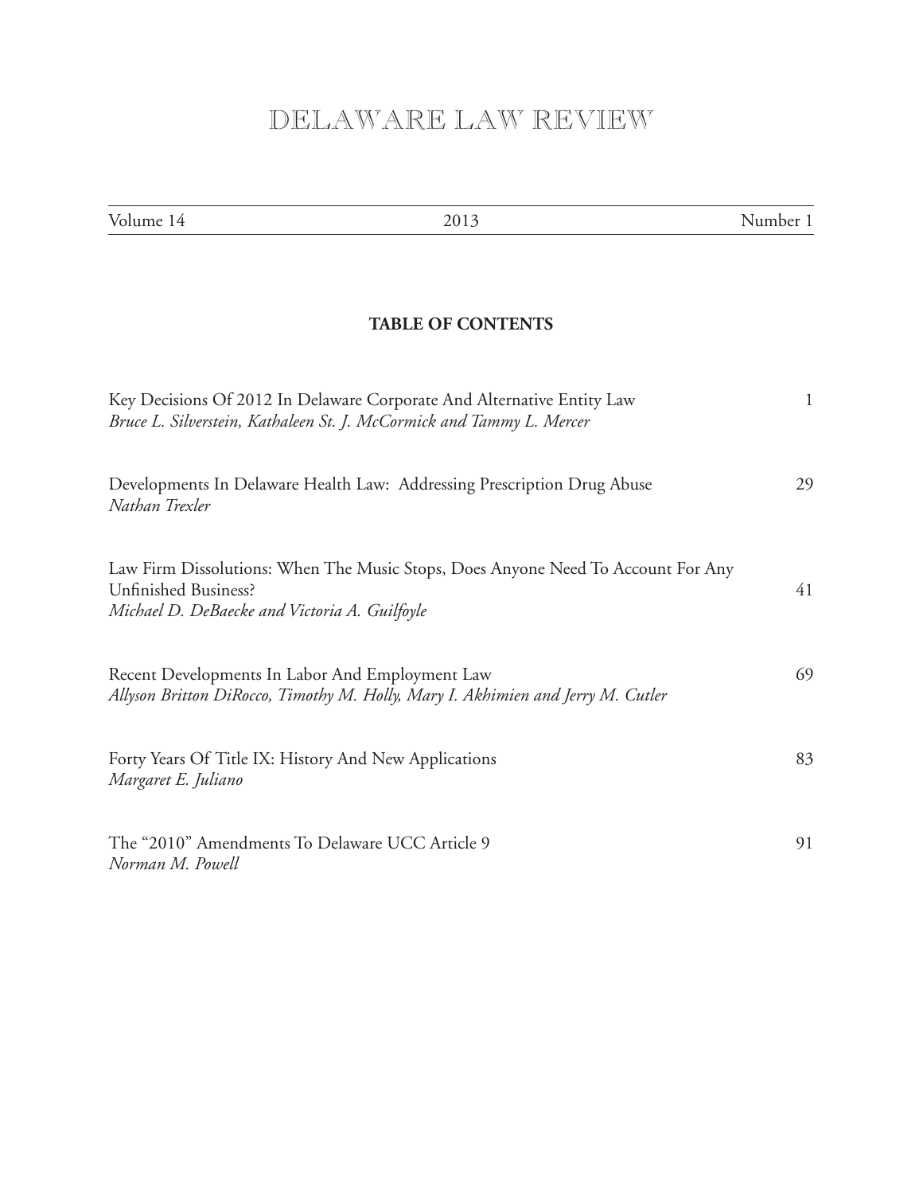# DELAWARE LAW REVIEW

Volume 14 | 2013 | Number 1

## TABLE OF CONTENTS

Key Decisions Of 2012 In Delaware Corporate And Alternative Entity Law — 1
*Bruce L. Silverstein, Kathaleen St. J. McCormick and Tammy L. Mercer*

Developments In Delaware Health Law: Addressing Prescription Drug Abuse — 29
*Nathan Trexler*

Law Firm Dissolutions: When The Music Stops, Does Anyone Need To Account For Any Unfinished Business? — 41
*Michael D. DeBaecke and Victoria A. Guilfoyle*

Recent Developments In Labor And Employment Law — 69
*Allyson Britton DiRocco, Timothy M. Holly, Mary I. Akhimien and Jerry M. Cutler*

Forty Years Of Title IX: History And New Applications — 83
*Margaret E. Juliano*

The "2010" Amendments To Delaware UCC Article 9 — 91
*Norman M. Powell*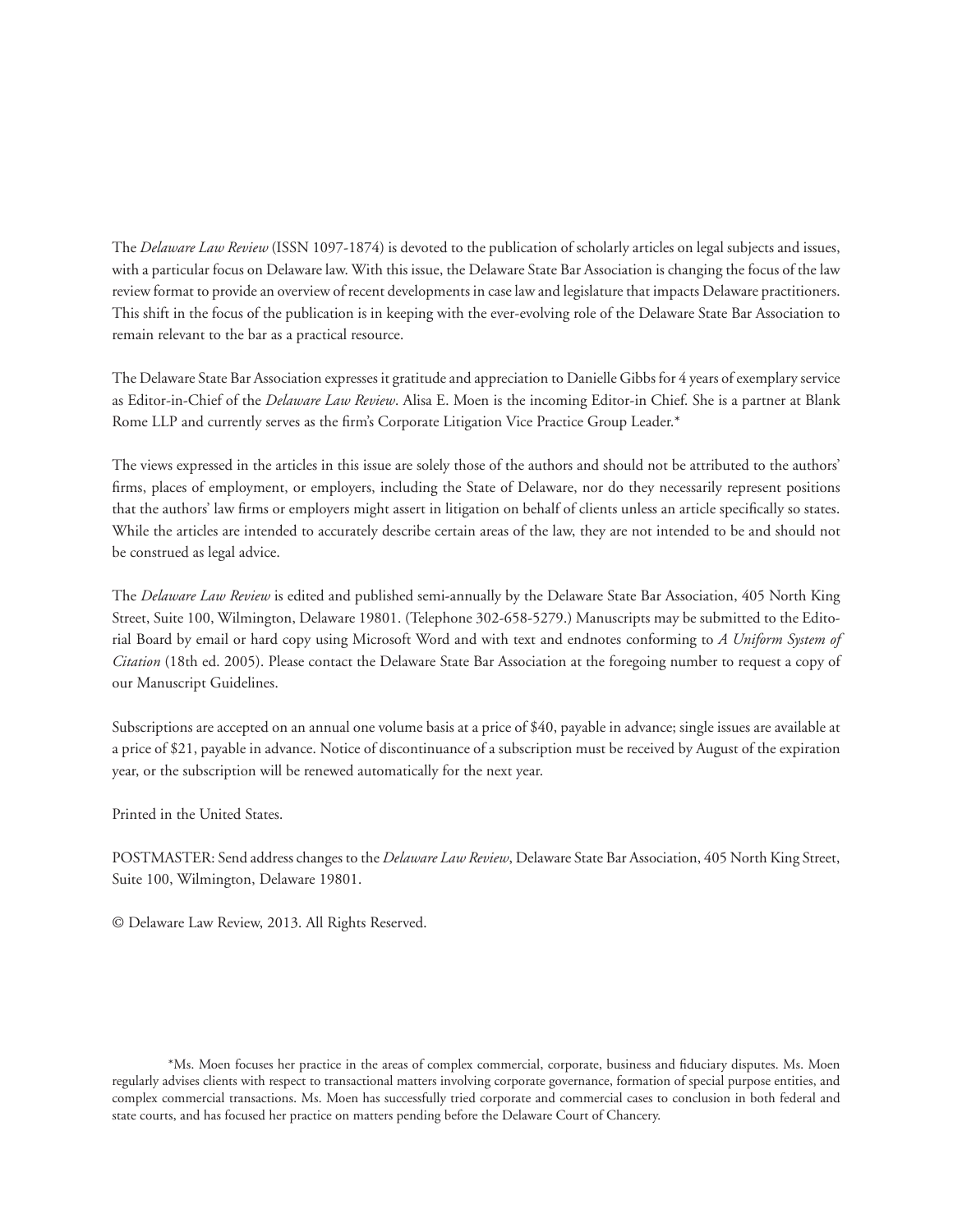The *Delaware Law Review* (ISSN 1097-1874) is devoted to the publication of scholarly articles on legal subjects and issues, with a particular focus on Delaware law. With this issue, the Delaware State Bar Association is changing the focus of the law review format to provide an overview of recent developments in case law and legislature that impacts Delaware practitioners. This shift in the focus of the publication is in keeping with the ever-evolving role of the Delaware State Bar Association to remain relevant to the bar as a practical resource.

The Delaware State Bar Association expresses it gratitude and appreciation to Danielle Gibbs for 4 years of exemplary service as Editor-in-Chief of the *Delaware Law Review*. Alisa E. Moen is the incoming Editor-in Chief. She is a partner at Blank Rome LLP and currently serves as the firm's Corporate Litigation Vice Practice Group Leader.*

The views expressed in the articles in this issue are solely those of the authors and should not be attributed to the authors' firms, places of employment, or employers, including the State of Delaware, nor do they necessarily represent positions that the authors' law firms or employers might assert in litigation on behalf of clients unless an article specifically so states. While the articles are intended to accurately describe certain areas of the law, they are not intended to be and should not be construed as legal advice.

The *Delaware Law Review* is edited and published semi-annually by the Delaware State Bar Association, 405 North King Street, Suite 100, Wilmington, Delaware 19801. (Telephone 302-658-5279.) Manuscripts may be submitted to the Editorial Board by email or hard copy using Microsoft Word and with text and endnotes conforming to *A Uniform System of Citation* (18th ed. 2005). Please contact the Delaware State Bar Association at the foregoing number to request a copy of our Manuscript Guidelines.

Subscriptions are accepted on an annual one volume basis at a price of $40, payable in advance; single issues are available at a price of $21, payable in advance. Notice of discontinuance of a subscription must be received by August of the expiration year, or the subscription will be renewed automatically for the next year.

Printed in the United States.

POSTMASTER: Send address changes to the *Delaware Law Review*, Delaware State Bar Association, 405 North King Street, Suite 100, Wilmington, Delaware 19801.

© Delaware Law Review, 2013. All Rights Reserved.

*Ms. Moen focuses her practice in the areas of complex commercial, corporate, business and fiduciary disputes. Ms. Moen regularly advises clients with respect to transactional matters involving corporate governance, formation of special purpose entities, and complex commercial transactions. Ms. Moen has successfully tried corporate and commercial cases to conclusion in both federal and state courts, and has focused her practice on matters pending before the Delaware Court of Chancery.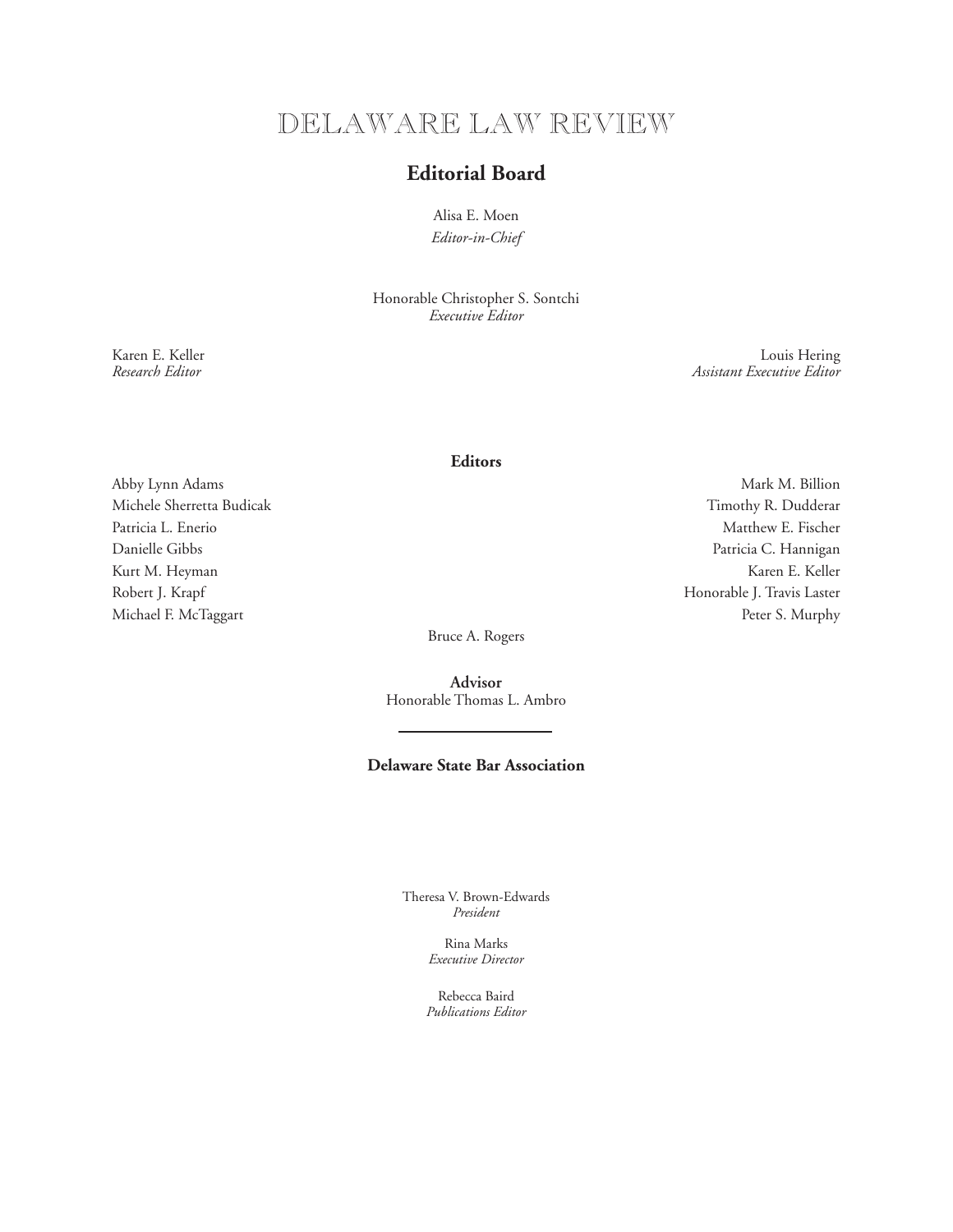# DELAWARE LAW REVIEW

## Editorial Board

Alisa E. Moen
*Editor-in-Chief*

Honorable Christopher S. Sontchi
*Executive Editor*

Karen E. Keller
*Research Editor*

Louis Hering
*Assistant Executive Editor*

### Editors

Abby Lynn Adams
Mark M. Billion
Michele Sherretta Budicak
Timothy R. Dudderar
Patricia L. Enerio
Matthew E. Fischer
Danielle Gibbs
Patricia C. Hannigan
Kurt M. Heyman
Karen E. Keller
Robert J. Krapf
Honorable J. Travis Laster
Michael F. McTaggart
Peter S. Murphy
Bruce A. Rogers

**Advisor**
Honorable Thomas L. Ambro

---

### Delaware State Bar Association

Theresa V. Brown-Edwards
*President*

Rina Marks
*Executive Director*

Rebecca Baird
*Publications Editor*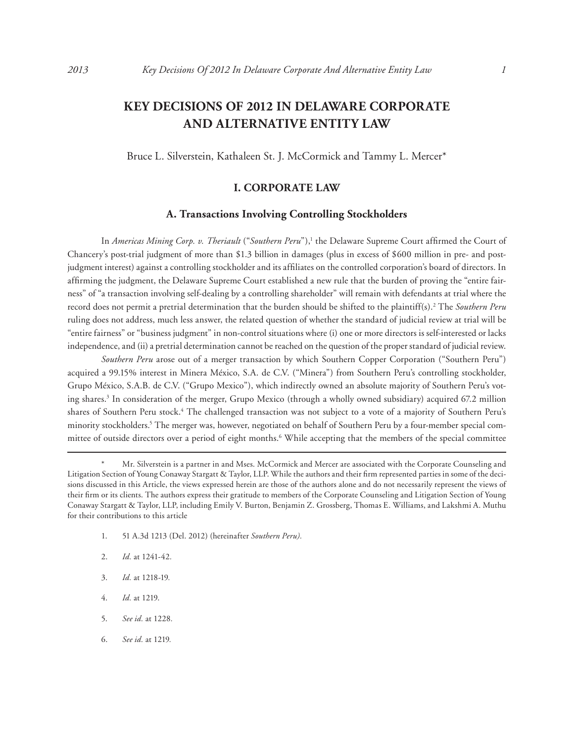# KEY DECISIONS OF 2012 IN DELAWARE CORPORATE AND ALTERNATIVE ENTITY LAW

Bruce L. Silverstein, Kathaleen St. J. McCormick and Tammy L. Mercer*

## I. CORPORATE LAW

### A. Transactions Involving Controlling Stockholders

In *Americas Mining Corp. v. Theriault* ("*Southern Peru*"),[1] the Delaware Supreme Court affirmed the Court of Chancery's post-trial judgment of more than $1.3 billion in damages (plus in excess of $600 million in pre- and post-judgment interest) against a controlling stockholder and its affiliates on the controlled corporation's board of directors. In affirming the judgment, the Delaware Supreme Court established a new rule that the burden of proving the "entire fairness" of "a transaction involving self-dealing by a controlling shareholder" will remain with defendants at trial where the record does not permit a pretrial determination that the burden should be shifted to the plaintiff(s).[2] The *Southern Peru* ruling does not address, much less answer, the related question of whether the standard of judicial review at trial will be "entire fairness" or "business judgment" in non-control situations where (i) one or more directors is self-interested or lacks independence, and (ii) a pretrial determination cannot be reached on the question of the proper standard of judicial review.

*Southern Peru* arose out of a merger transaction by which Southern Copper Corporation ("Southern Peru") acquired a 99.15% interest in Minera México, S.A. de C.V. ("Minera") from Southern Peru's controlling stockholder, Grupo México, S.A.B. de C.V. ("Grupo Mexico"), which indirectly owned an absolute majority of Southern Peru's voting shares.[3] In consideration of the merger, Grupo Mexico (through a wholly owned subsidiary) acquired 67.2 million shares of Southern Peru stock.[4] The challenged transaction was not subject to a vote of a majority of Southern Peru's minority stockholders.[5] The merger was, however, negotiated on behalf of Southern Peru by a four-member special committee of outside directors over a period of eight months.[6] While accepting that the members of the special committee

---

\* Mr. Silverstein is a partner in and Mses. McCormick and Mercer are associated with the Corporate Counseling and Litigation Section of Young Conaway Stargatt & Taylor, LLP. While the authors and their firm represented parties in some of the decisions discussed in this Article, the views expressed herein are those of the authors alone and do not necessarily represent the views of their firm or its clients. The authors express their gratitude to members of the Corporate Counseling and Litigation Section of Young Conaway Stargatt & Taylor, LLP, including Emily V. Burton, Benjamin Z. Grossberg, Thomas E. Williams, and Lakshmi A. Muthu for their contributions to this article

1. 51 A.3d 1213 (Del. 2012) (hereinafter *Southern Peru).*

2. *Id.* at 1241-42.

3. *Id.* at 1218-19.

4. *Id.* at 1219.

5. *See id.* at 1228.

6. *See id.* at 1219.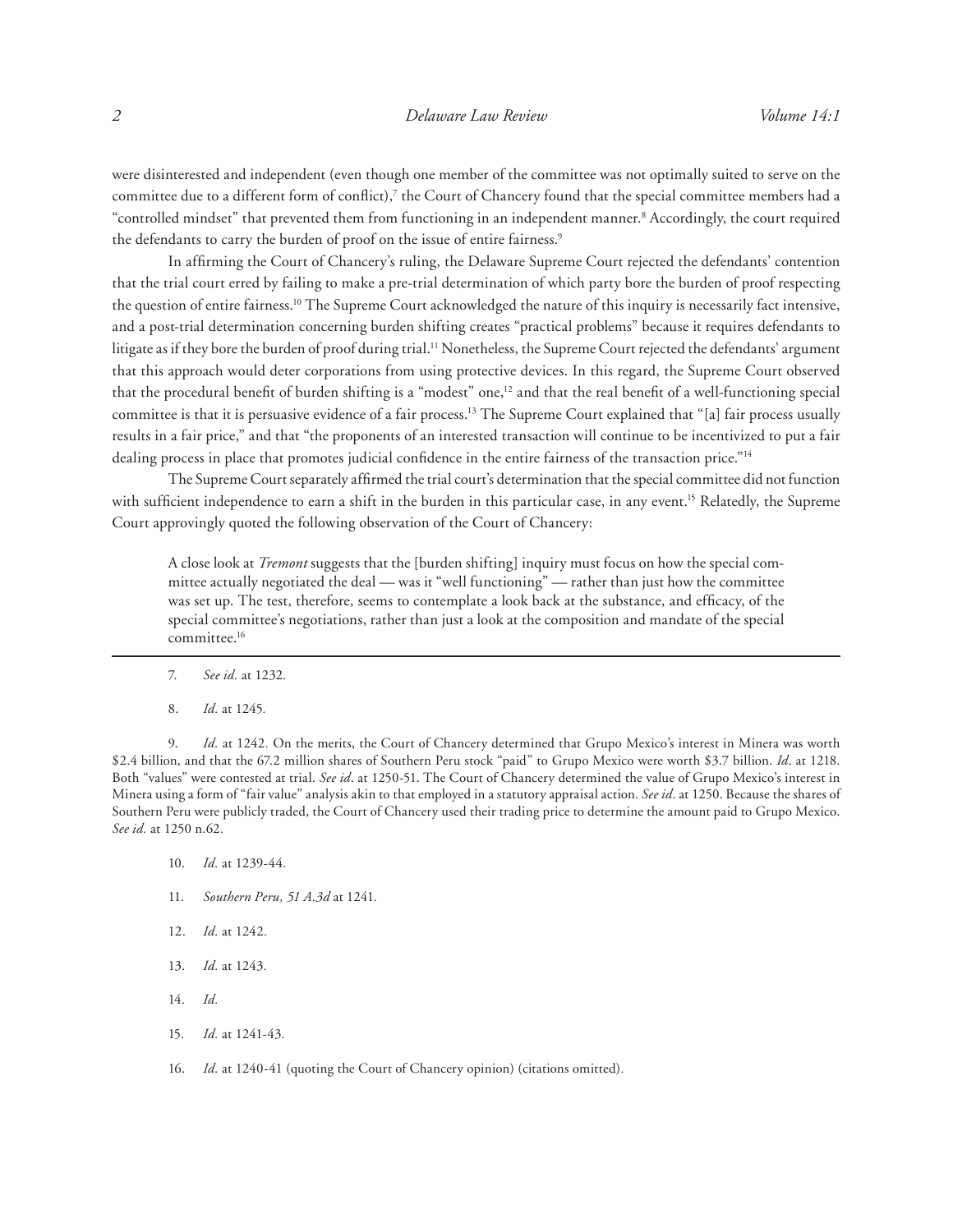were disinterested and independent (even though one member of the committee was not optimally suited to serve on the committee due to a different form of conflict),[7] the Court of Chancery found that the special committee members had a "controlled mindset" that prevented them from functioning in an independent manner.[8] Accordingly, the court required the defendants to carry the burden of proof on the issue of entire fairness.[9]

In affirming the Court of Chancery's ruling, the Delaware Supreme Court rejected the defendants' contention that the trial court erred by failing to make a pre-trial determination of which party bore the burden of proof respecting the question of entire fairness.[10] The Supreme Court acknowledged the nature of this inquiry is necessarily fact intensive, and a post-trial determination concerning burden shifting creates "practical problems" because it requires defendants to litigate as if they bore the burden of proof during trial.[11] Nonetheless, the Supreme Court rejected the defendants' argument that this approach would deter corporations from using protective devices. In this regard, the Supreme Court observed that the procedural benefit of burden shifting is a "modest" one,[12] and that the real benefit of a well-functioning special committee is that it is persuasive evidence of a fair process.[13] The Supreme Court explained that "[a] fair process usually results in a fair price," and that "the proponents of an interested transaction will continue to be incentivized to put a fair dealing process in place that promotes judicial confidence in the entire fairness of the transaction price."[14]

The Supreme Court separately affirmed the trial court's determination that the special committee did not function with sufficient independence to earn a shift in the burden in this particular case, in any event.[15] Relatedly, the Supreme Court approvingly quoted the following observation of the Court of Chancery:

> A close look at *Tremont* suggests that the [burden shifting] inquiry must focus on how the special committee actually negotiated the deal — was it "well functioning" — rather than just how the committee was set up. The test, therefore, seems to contemplate a look back at the substance, and efficacy, of the special committee's negotiations, rather than just a look at the composition and mandate of the special committee.[16]

---

7. *See id.* at 1232.

8. *Id.* at 1245.

9. *Id.* at 1242. On the merits, the Court of Chancery determined that Grupo Mexico's interest in Minera was worth $2.4 billion, and that the 67.2 million shares of Southern Peru stock "paid" to Grupo Mexico were worth $3.7 billion. *Id*. at 1218. Both "values" were contested at trial. *See id*. at 1250-51. The Court of Chancery determined the value of Grupo Mexico's interest in Minera using a form of "fair value" analysis akin to that employed in a statutory appraisal action. *See id*. at 1250. Because the shares of Southern Peru were publicly traded, the Court of Chancery used their trading price to determine the amount paid to Grupo Mexico. *See id.* at 1250 n.62.

10. *Id.* at 1239-44.

11. *Southern Peru, 51 A.3d* at 1241.

12. *Id.* at 1242.

13. *Id.* at 1243.

14. *Id.*

15. *Id.* at 1241-43.

16. *Id.* at 1240-41 (quoting the Court of Chancery opinion) (citations omitted).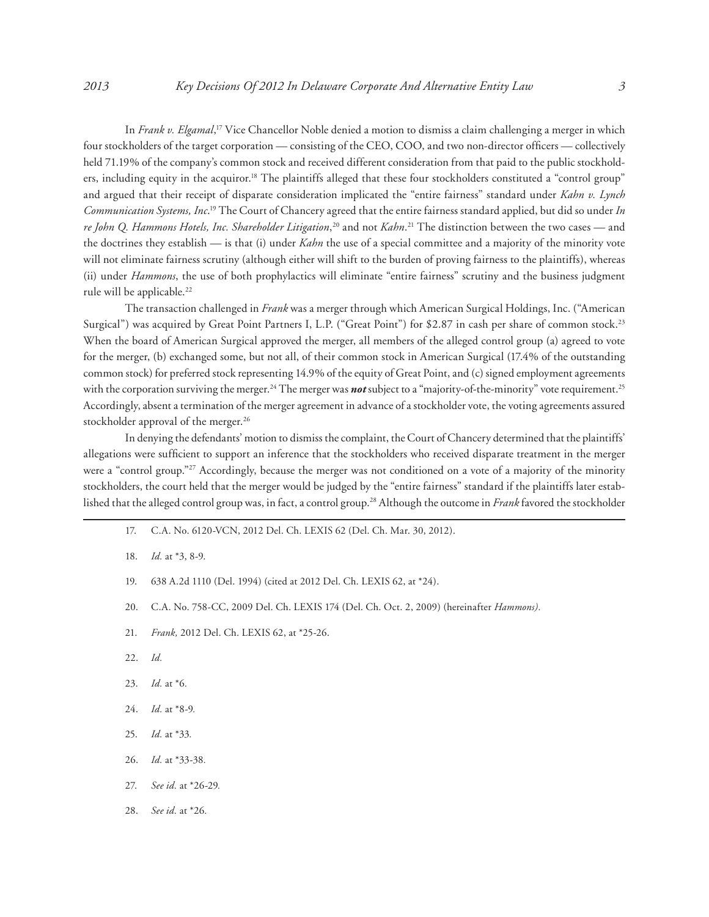In *Frank v. Elgamal*,[17] Vice Chancellor Noble denied a motion to dismiss a claim challenging a merger in which four stockholders of the target corporation — consisting of the CEO, COO, and two non-director officers — collectively held 71.19% of the company's common stock and received different consideration from that paid to the public stockholders, including equity in the acquiror.[18] The plaintiffs alleged that these four stockholders constituted a "control group" and argued that their receipt of disparate consideration implicated the "entire fairness" standard under *Kahn v. Lynch Communication Systems, Inc.*[19] The Court of Chancery agreed that the entire fairness standard applied, but did so under *In re John Q. Hammons Hotels, Inc. Shareholder Litigation*,[20] and not *Kahn*.[21] The distinction between the two cases — and the doctrines they establish — is that (i) under *Kahn* the use of a special committee and a majority of the minority vote will not eliminate fairness scrutiny (although either will shift to the burden of proving fairness to the plaintiffs), whereas (ii) under *Hammons*, the use of both prophylactics will eliminate "entire fairness" scrutiny and the business judgment rule will be applicable.[22]

The transaction challenged in *Frank* was a merger through which American Surgical Holdings, Inc. ("American Surgical") was acquired by Great Point Partners I, L.P. ("Great Point") for $2.87 in cash per share of common stock.[23] When the board of American Surgical approved the merger, all members of the alleged control group (a) agreed to vote for the merger, (b) exchanged some, but not all, of their common stock in American Surgical (17.4% of the outstanding common stock) for preferred stock representing 14.9% of the equity of Great Point, and (c) signed employment agreements with the corporation surviving the merger.[24] The merger was ***not*** subject to a "majority-of-the-minority" vote requirement.[25] Accordingly, absent a termination of the merger agreement in advance of a stockholder vote, the voting agreements assured stockholder approval of the merger.[26]

In denying the defendants' motion to dismiss the complaint, the Court of Chancery determined that the plaintiffs' allegations were sufficient to support an inference that the stockholders who received disparate treatment in the merger were a "control group."[27] Accordingly, because the merger was not conditioned on a vote of a majority of the minority stockholders, the court held that the merger would be judged by the "entire fairness" standard if the plaintiffs later established that the alleged control group was, in fact, a control group.[28] Although the outcome in *Frank* favored the stockholder

---

17. C.A. No. 6120-VCN, 2012 Del. Ch. LEXIS 62 (Del. Ch. Mar. 30, 2012).

18. *Id.* at \*3, 8-9.

19. 638 A.2d 1110 (Del. 1994) (cited at 2012 Del. Ch. LEXIS 62, at \*24).

20. C.A. No. 758-CC, 2009 Del. Ch. LEXIS 174 (Del. Ch. Oct. 2, 2009) (hereinafter *Hammons).*

21. *Frank,* 2012 Del. Ch. LEXIS 62, at \*25-26.

22. *Id.*

23. *Id.* at \*6.

24. *Id.* at \*8-9.

25. *Id.* at \*33.

26. *Id.* at \*33-38.

27. *See id.* at \*26-29.

28. *See id.* at \*26.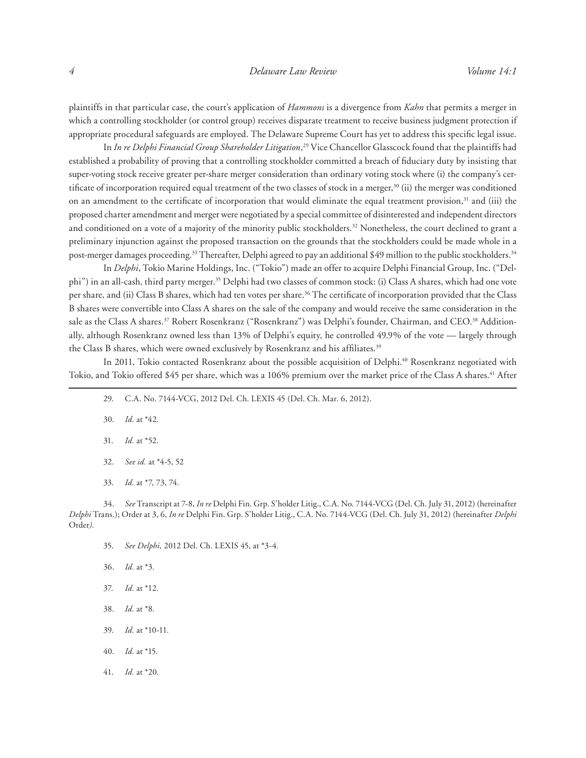plaintiffs in that particular case, the court's application of *Hammons* is a divergence from *Kahn* that permits a merger in which a controlling stockholder (or control group) receives disparate treatment to receive business judgment protection if appropriate procedural safeguards are employed. The Delaware Supreme Court has yet to address this specific legal issue.

In *In re Delphi Financial Group Shareholder Litigation*,[29] Vice Chancellor Glasscock found that the plaintiffs had established a probability of proving that a controlling stockholder committed a breach of fiduciary duty by insisting that super-voting stock receive greater per-share merger consideration than ordinary voting stock where (i) the company's certificate of incorporation required equal treatment of the two classes of stock in a merger,[30] (ii) the merger was conditioned on an amendment to the certificate of incorporation that would eliminate the equal treatment provision,[31] and (iii) the proposed charter amendment and merger were negotiated by a special committee of disinterested and independent directors and conditioned on a vote of a majority of the minority public stockholders.[32] Nonetheless, the court declined to grant a preliminary injunction against the proposed transaction on the grounds that the stockholders could be made whole in a post-merger damages proceeding.[33] Thereafter, Delphi agreed to pay an additional $49 million to the public stockholders.[34]

In *Delphi*, Tokio Marine Holdings, Inc. ("Tokio") made an offer to acquire Delphi Financial Group, Inc. ("Delphi") in an all-cash, third party merger.[35] Delphi had two classes of common stock: (i) Class A shares, which had one vote per share, and (ii) Class B shares, which had ten votes per share.[36] The certificate of incorporation provided that the Class B shares were convertible into Class A shares on the sale of the company and would receive the same consideration in the sale as the Class A shares.[37] Robert Rosenkranz ("Rosenkranz") was Delphi's founder, Chairman, and CEO.[38] Additionally, although Rosenkranz owned less than 13% of Delphi's equity, he controlled 49.9% of the vote — largely through the Class B shares, which were owned exclusively by Rosenkranz and his affiliates.[39]

In 2011, Tokio contacted Rosenkranz about the possible acquisition of Delphi.[40] Rosenkranz negotiated with Tokio, and Tokio offered $45 per share, which was a 106% premium over the market price of the Class A shares.[41] After

---

29. C.A. No. 7144-VCG, 2012 Del. Ch. LEXIS 45 (Del. Ch. Mar. 6, 2012).

30. *Id.* at *42.

31. *Id.* at *52.

32. *See id.* at *4-5, 52

33. *Id.* at *7, 73, 74.

34. *See* Transcript at 7-8, *In re* Delphi Fin. Grp. S'holder Litig., C.A. No. 7144-VCG (Del. Ch. July 31, 2012) (hereinafter *Delphi* Trans.); Order at 3, 6, *In re* Delphi Fin. Grp. S'holder Litig., C.A. No. 7144-VCG (Del. Ch. July 31, 2012) (hereinafter *Delphi* Order).

35. *See Delphi,* 2012 Del. Ch. LEXIS 45, at *3-4.

36. *Id.* at *3.

37. *Id.* at *12.

38. *Id.* at *8.

39. *Id.* at *10-11.

40. *Id.* at *15.

41. *Id.* at *20.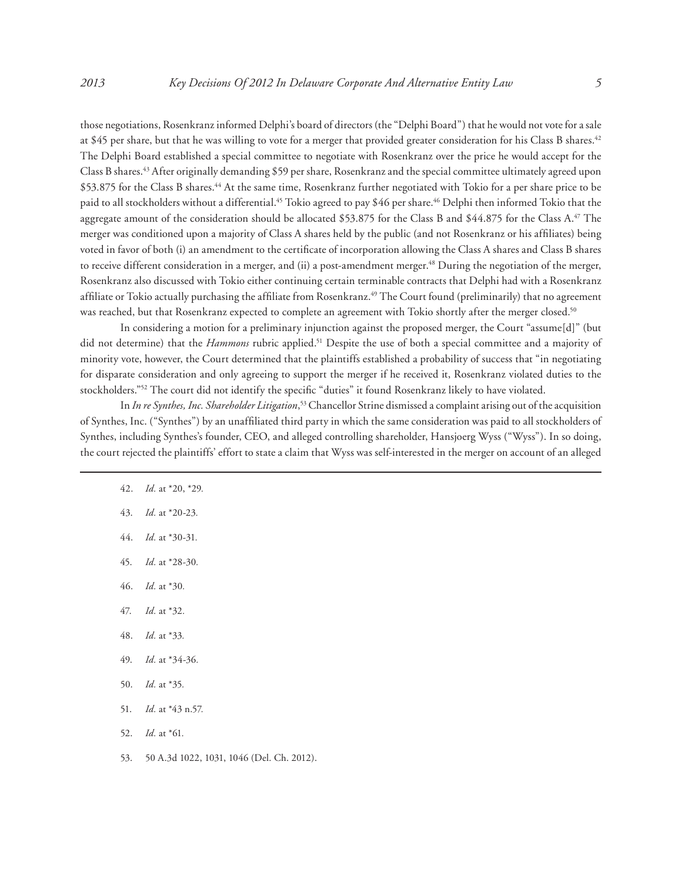those negotiations, Rosenkranz informed Delphi's board of directors (the "Delphi Board") that he would not vote for a sale at $45 per share, but that he was willing to vote for a merger that provided greater consideration for his Class B shares.[42] The Delphi Board established a special committee to negotiate with Rosenkranz over the price he would accept for the Class B shares.[43] After originally demanding $59 per share, Rosenkranz and the special committee ultimately agreed upon $53.875 for the Class B shares.[44] At the same time, Rosenkranz further negotiated with Tokio for a per share price to be paid to all stockholders without a differential.[45] Tokio agreed to pay $46 per share.[46] Delphi then informed Tokio that the aggregate amount of the consideration should be allocated $53.875 for the Class B and $44.875 for the Class A.[47] The merger was conditioned upon a majority of Class A shares held by the public (and not Rosenkranz or his affiliates) being voted in favor of both (i) an amendment to the certificate of incorporation allowing the Class A shares and Class B shares to receive different consideration in a merger, and (ii) a post-amendment merger.[48] During the negotiation of the merger, Rosenkranz also discussed with Tokio either continuing certain terminable contracts that Delphi had with a Rosenkranz affiliate or Tokio actually purchasing the affiliate from Rosenkranz.[49] The Court found (preliminarily) that no agreement was reached, but that Rosenkranz expected to complete an agreement with Tokio shortly after the merger closed.[50]

In considering a motion for a preliminary injunction against the proposed merger, the Court "assume[d]" (but did not determine) that the *Hammons* rubric applied.[51] Despite the use of both a special committee and a majority of minority vote, however, the Court determined that the plaintiffs established a probability of success that "in negotiating for disparate consideration and only agreeing to support the merger if he received it, Rosenkranz violated duties to the stockholders."[52] The court did not identify the specific "duties" it found Rosenkranz likely to have violated.

In *In re Synthes, Inc. Shareholder Litigation*,[53] Chancellor Strine dismissed a complaint arising out of the acquisition of Synthes, Inc. ("Synthes") by an unaffiliated third party in which the same consideration was paid to all stockholders of Synthes, including Synthes's founder, CEO, and alleged controlling shareholder, Hansjoerg Wyss ("Wyss"). In so doing, the court rejected the plaintiffs' effort to state a claim that Wyss was self-interested in the merger on account of an alleged

---

42. *Id.* at *20, *29.

43. *Id.* at *20-23.

44. *Id.* at *30-31.

45. *Id.* at *28-30.

46. *Id.* at *30.

47. *Id.* at *32.

48. *Id.* at *33.

49. *Id.* at *34-36.

50. *Id.* at *35.

51. *Id.* at *43 n.57.

52. *Id.* at *61.

53. 50 A.3d 1022, 1031, 1046 (Del. Ch. 2012).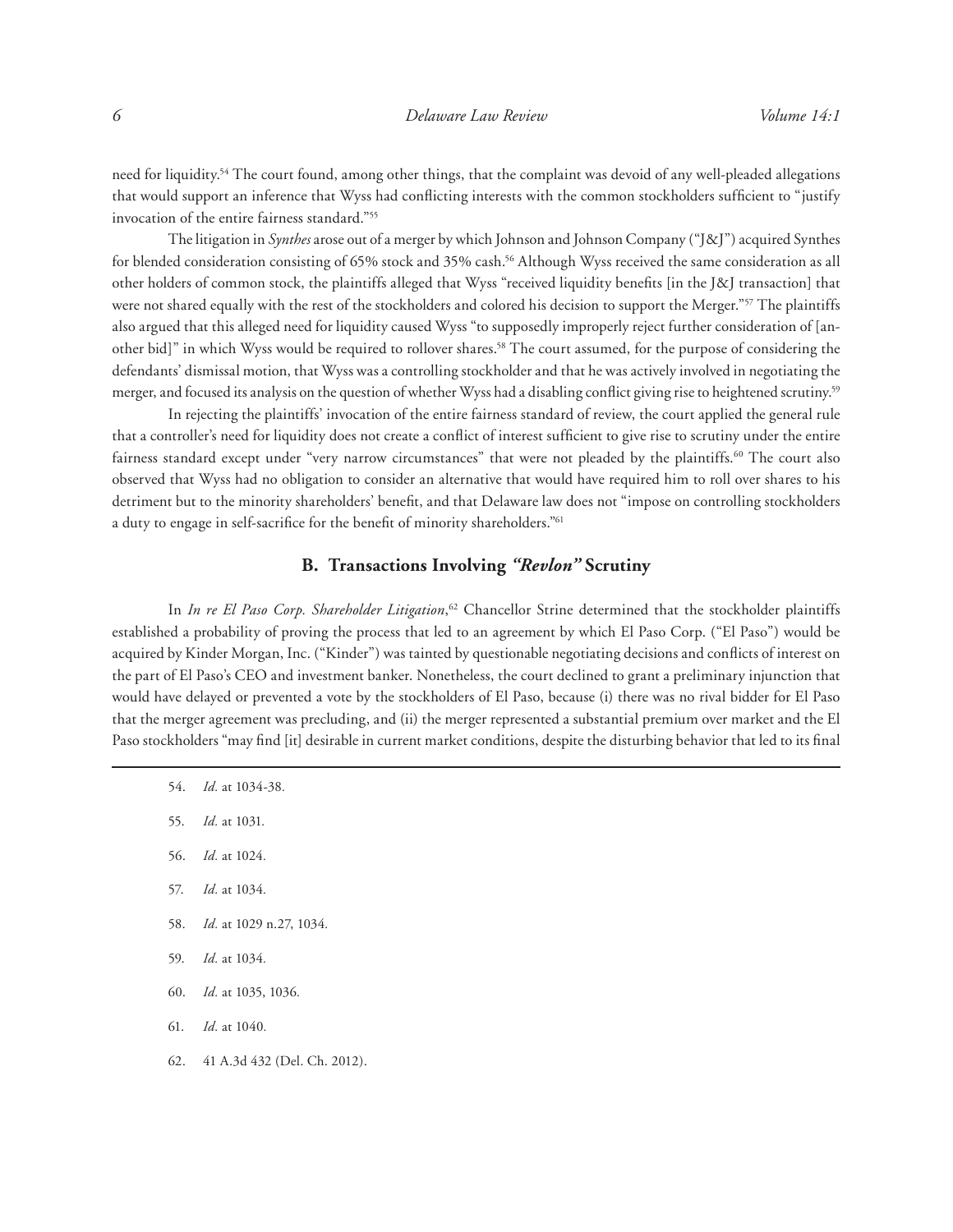need for liquidity.[54] The court found, among other things, that the complaint was devoid of any well-pleaded allegations that would support an inference that Wyss had conflicting interests with the common stockholders sufficient to "justify invocation of the entire fairness standard."[55]

The litigation in *Synthes* arose out of a merger by which Johnson and Johnson Company ("J&J") acquired Synthes for blended consideration consisting of 65% stock and 35% cash.[56] Although Wyss received the same consideration as all other holders of common stock, the plaintiffs alleged that Wyss "received liquidity benefits [in the J&J transaction] that were not shared equally with the rest of the stockholders and colored his decision to support the Merger."[57] The plaintiffs also argued that this alleged need for liquidity caused Wyss "to supposedly improperly reject further consideration of [another bid]" in which Wyss would be required to rollover shares.[58] The court assumed, for the purpose of considering the defendants' dismissal motion, that Wyss was a controlling stockholder and that he was actively involved in negotiating the merger, and focused its analysis on the question of whether Wyss had a disabling conflict giving rise to heightened scrutiny.[59]

In rejecting the plaintiffs' invocation of the entire fairness standard of review, the court applied the general rule that a controller's need for liquidity does not create a conflict of interest sufficient to give rise to scrutiny under the entire fairness standard except under "very narrow circumstances" that were not pleaded by the plaintiffs.[60] The court also observed that Wyss had no obligation to consider an alternative that would have required him to roll over shares to his detriment but to the minority shareholders' benefit, and that Delaware law does not "impose on controlling stockholders a duty to engage in self-sacrifice for the benefit of minority shareholders."[61]

## B. Transactions Involving *"Revlon"* Scrutiny

In *In re El Paso Corp. Shareholder Litigation*,[62] Chancellor Strine determined that the stockholder plaintiffs established a probability of proving the process that led to an agreement by which El Paso Corp. ("El Paso") would be acquired by Kinder Morgan, Inc. ("Kinder") was tainted by questionable negotiating decisions and conflicts of interest on the part of El Paso's CEO and investment banker. Nonetheless, the court declined to grant a preliminary injunction that would have delayed or prevented a vote by the stockholders of El Paso, because (i) there was no rival bidder for El Paso that the merger agreement was precluding, and (ii) the merger represented a substantial premium over market and the El Paso stockholders "may find [it] desirable in current market conditions, despite the disturbing behavior that led to its final

---

54. *Id.* at 1034-38.

55. *Id.* at 1031.

56. *Id.* at 1024.

57. *Id.* at 1034.

58. *Id.* at 1029 n.27, 1034.

59. *Id.* at 1034.

60. *Id.* at 1035, 1036.

61. *Id.* at 1040.

62. 41 A.3d 432 (Del. Ch. 2012).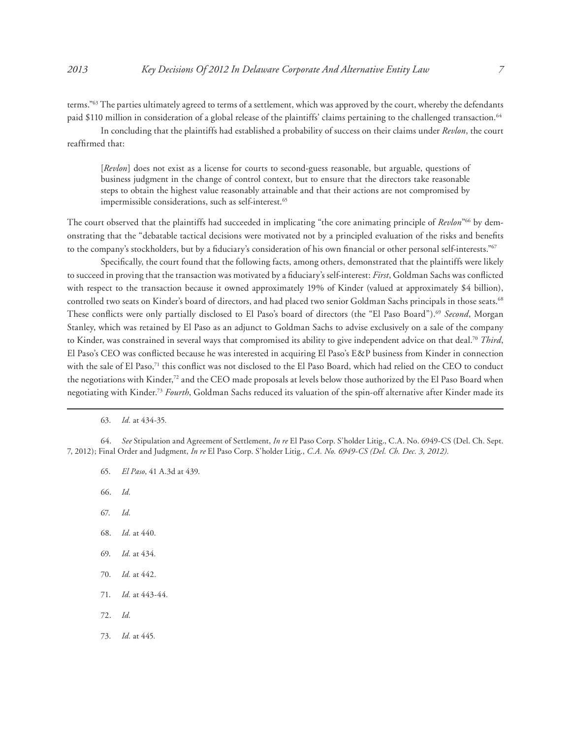terms."[63] The parties ultimately agreed to terms of a settlement, which was approved by the court, whereby the defendants paid $110 million in consideration of a global release of the plaintiffs' claims pertaining to the challenged transaction.[64]

In concluding that the plaintiffs had established a probability of success on their claims under *Revlon*, the court reaffirmed that:

> [*Revlon*] does not exist as a license for courts to second-guess reasonable, but arguable, questions of business judgment in the change of control context, but to ensure that the directors take reasonable steps to obtain the highest value reasonably attainable and that their actions are not compromised by impermissible considerations, such as self-interest.[65]

The court observed that the plaintiffs had succeeded in implicating "the core animating principle of *Revlon*"[66] by demonstrating that the "debatable tactical decisions were motivated not by a principled evaluation of the risks and benefits to the company's stockholders, but by a fiduciary's consideration of his own financial or other personal self-interests."[67]

Specifically, the court found that the following facts, among others, demonstrated that the plaintiffs were likely to succeed in proving that the transaction was motivated by a fiduciary's self-interest: *First*, Goldman Sachs was conflicted with respect to the transaction because it owned approximately 19% of Kinder (valued at approximately $4 billion), controlled two seats on Kinder's board of directors, and had placed two senior Goldman Sachs principals in those seats.[68] These conflicts were only partially disclosed to El Paso's board of directors (the "El Paso Board").[69] *Second*, Morgan Stanley, which was retained by El Paso as an adjunct to Goldman Sachs to advise exclusively on a sale of the company to Kinder, was constrained in several ways that compromised its ability to give independent advice on that deal.[70] *Third*, El Paso's CEO was conflicted because he was interested in acquiring El Paso's E&P business from Kinder in connection with the sale of El Paso,[71] this conflict was not disclosed to the El Paso Board, which had relied on the CEO to conduct the negotiations with Kinder,[72] and the CEO made proposals at levels below those authorized by the El Paso Board when negotiating with Kinder.[73] *Fourth*, Goldman Sachs reduced its valuation of the spin-off alternative after Kinder made its

---

63. *Id.* at 434-35.

64. *See* Stipulation and Agreement of Settlement, *In re* El Paso Corp. S'holder Litig., C.A. No. 6949-CS (Del. Ch. Sept. 7, 2012); Final Order and Judgment, *In re* El Paso Corp. S'holder Litig., *C.A. No. 6949-CS (Del. Ch. Dec. 3, 2012).*

65. *El Paso*, 41 A.3d at 439.

66. *Id.*

67. *Id.*

68. *Id.* at 440.

69. *Id.* at 434.

70. *Id.* at 442.

71. *Id.* at 443-44.

72. *Id.*

73. *Id.* at 445.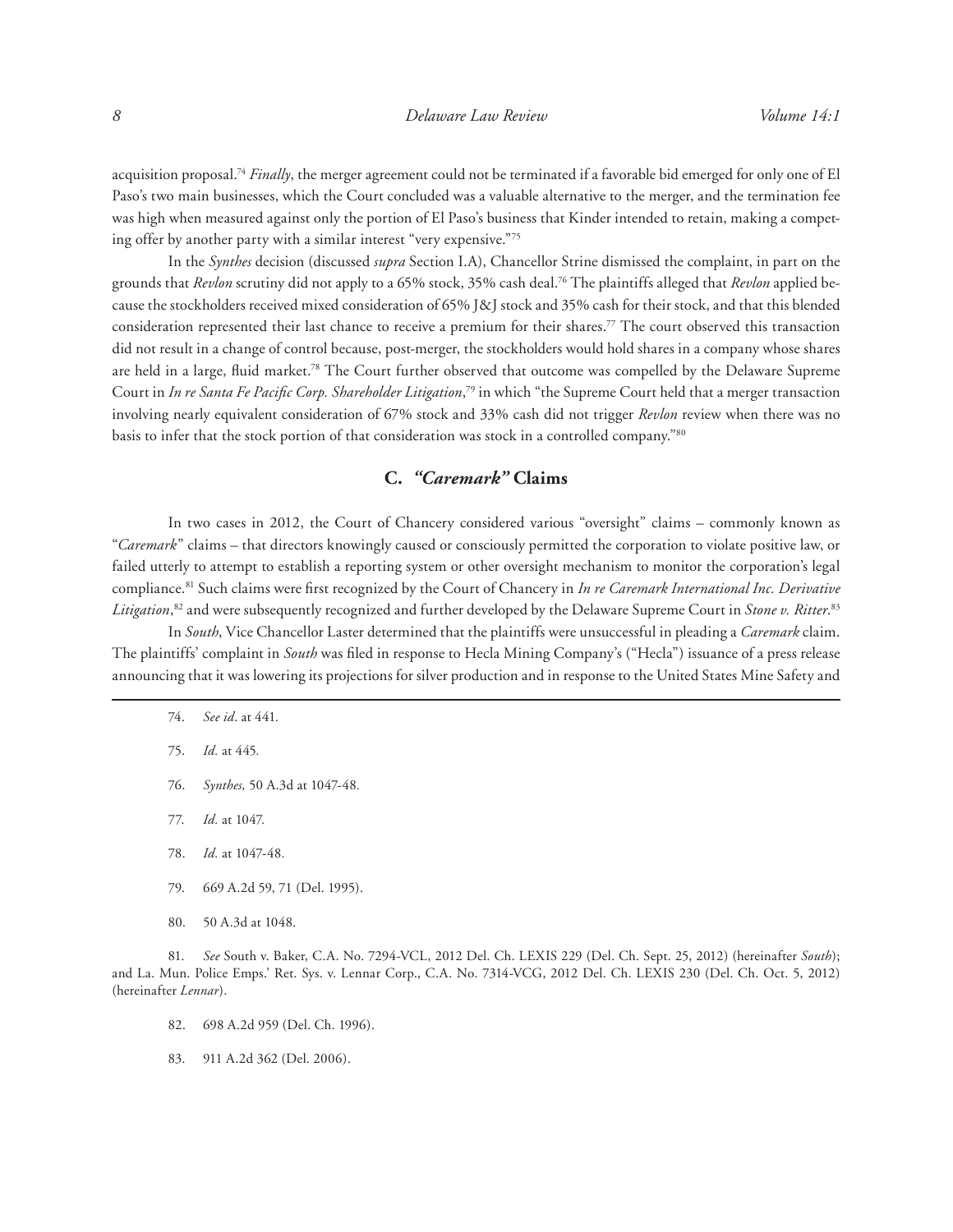acquisition proposal.[74] *Finally*, the merger agreement could not be terminated if a favorable bid emerged for only one of El Paso's two main businesses, which the Court concluded was a valuable alternative to the merger, and the termination fee was high when measured against only the portion of El Paso's business that Kinder intended to retain, making a competing offer by another party with a similar interest "very expensive."[75]

In the *Synthes* decision (discussed *supra* Section I.A), Chancellor Strine dismissed the complaint, in part on the grounds that *Revlon* scrutiny did not apply to a 65% stock, 35% cash deal.[76] The plaintiffs alleged that *Revlon* applied because the stockholders received mixed consideration of 65% J&J stock and 35% cash for their stock, and that this blended consideration represented their last chance to receive a premium for their shares.[77] The court observed this transaction did not result in a change of control because, post-merger, the stockholders would hold shares in a company whose shares are held in a large, fluid market.[78] The Court further observed that outcome was compelled by the Delaware Supreme Court in *In re Santa Fe Pacific Corp. Shareholder Litigation*,[79] in which "the Supreme Court held that a merger transaction involving nearly equivalent consideration of 67% stock and 33% cash did not trigger *Revlon* review when there was no basis to infer that the stock portion of that consideration was stock in a controlled company."[80]

## C. *"Caremark"* Claims

In two cases in 2012, the Court of Chancery considered various "oversight" claims – commonly known as "*Caremark*" claims – that directors knowingly caused or consciously permitted the corporation to violate positive law, or failed utterly to attempt to establish a reporting system or other oversight mechanism to monitor the corporation's legal compliance.[81] Such claims were first recognized by the Court of Chancery in *In re Caremark International Inc. Derivative Litigation*,[82] and were subsequently recognized and further developed by the Delaware Supreme Court in *Stone v. Ritter*.[83]

In *South*, Vice Chancellor Laster determined that the plaintiffs were unsuccessful in pleading a *Caremark* claim. The plaintiffs' complaint in *South* was filed in response to Hecla Mining Company's ("Hecla") issuance of a press release announcing that it was lowering its projections for silver production and in response to the United States Mine Safety and

---

74. *See id*. at 441.

75. *Id.* at 445.

76. *Synthes,* 50 A.3d at 1047-48.

77. *Id.* at 1047.

78. *Id.* at 1047-48.

79. 669 A.2d 59, 71 (Del. 1995).

80. 50 A.3d at 1048.

81. *See* South v. Baker, C.A. No. 7294-VCL, 2012 Del. Ch. LEXIS 229 (Del. Ch. Sept. 25, 2012) (hereinafter *South*); and La. Mun. Police Emps.' Ret. Sys. v. Lennar Corp., C.A. No. 7314-VCG, 2012 Del. Ch. LEXIS 230 (Del. Ch. Oct. 5, 2012) (hereinafter *Lennar*).

82. 698 A.2d 959 (Del. Ch. 1996).

83. 911 A.2d 362 (Del. 2006).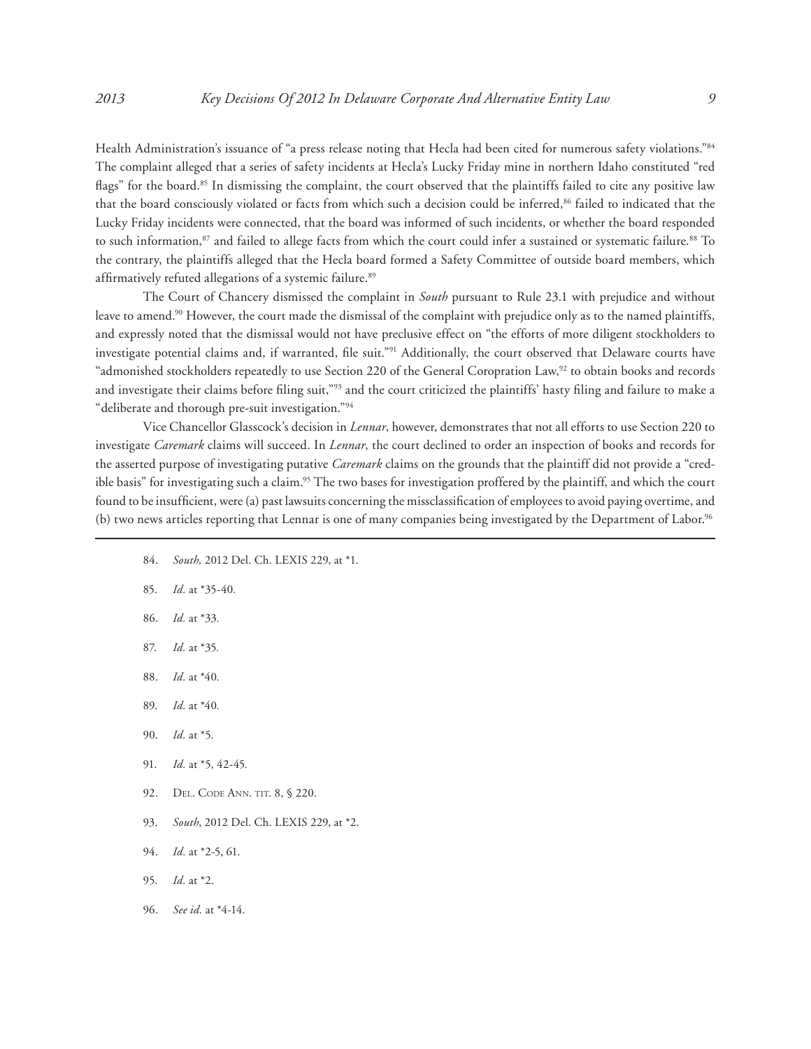Health Administration's issuance of "a press release noting that Hecla had been cited for numerous safety violations."[84] The complaint alleged that a series of safety incidents at Hecla's Lucky Friday mine in northern Idaho constituted "red flags" for the board.[85] In dismissing the complaint, the court observed that the plaintiffs failed to cite any positive law that the board consciously violated or facts from which such a decision could be inferred,[86] failed to indicated that the Lucky Friday incidents were connected, that the board was informed of such incidents, or whether the board responded to such information,[87] and failed to allege facts from which the court could infer a sustained or systematic failure.[88] To the contrary, the plaintiffs alleged that the Hecla board formed a Safety Committee of outside board members, which affirmatively refuted allegations of a systemic failure.[89]

The Court of Chancery dismissed the complaint in *South* pursuant to Rule 23.1 with prejudice and without leave to amend.[90] However, the court made the dismissal of the complaint with prejudice only as to the named plaintiffs, and expressly noted that the dismissal would not have preclusive effect on "the efforts of more diligent stockholders to investigate potential claims and, if warranted, file suit."[91] Additionally, the court observed that Delaware courts have "admonished stockholders repeatedly to use Section 220 of the General Coropration Law,[92] to obtain books and records and investigate their claims before filing suit,"[93] and the court criticized the plaintiffs' hasty filing and failure to make a "deliberate and thorough pre-suit investigation."[94]

Vice Chancellor Glasscock's decision in *Lennar*, however, demonstrates that not all efforts to use Section 220 to investigate *Caremark* claims will succeed. In *Lennar*, the court declined to order an inspection of books and records for the asserted purpose of investigating putative *Caremark* claims on the grounds that the plaintiff did not provide a "credible basis" for investigating such a claim.[95] The two bases for investigation proffered by the plaintiff, and which the court found to be insufficient, were (a) past lawsuits concerning the missclassification of employees to avoid paying overtime, and (b) two news articles reporting that Lennar is one of many companies being investigated by the Department of Labor.[96]

---

84. *South,* 2012 Del. Ch. LEXIS 229, at *1.
85. *Id.* at *35-40.
86. *Id.* at *33.
87. *Id.* at *35.
88. *Id.* at *40.
89. *Id.* at *40.
90. *Id.* at *5.
91. *Id.* at *5, 42-45.
92. Del. Code Ann. tit. 8, § 220.
93. *South*, 2012 Del. Ch. LEXIS 229, at *2.
94. *Id.* at *2-5, 61.
95. *Id.* at *2.
96. *See id.* at *4-14.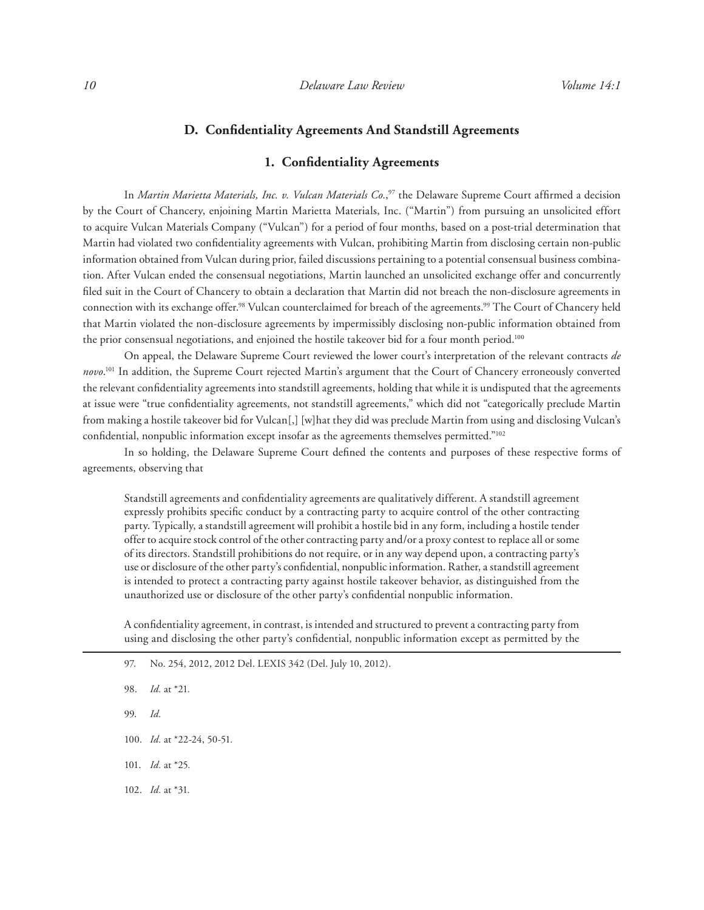### D. Confidentiality Agreements And Standstill Agreements

#### 1. Confidentiality Agreements

In *Martin Marietta Materials, Inc. v. Vulcan Materials Co.*,[97] the Delaware Supreme Court affirmed a decision by the Court of Chancery, enjoining Martin Marietta Materials, Inc. ("Martin") from pursuing an unsolicited effort to acquire Vulcan Materials Company ("Vulcan") for a period of four months, based on a post-trial determination that Martin had violated two confidentiality agreements with Vulcan, prohibiting Martin from disclosing certain non-public information obtained from Vulcan during prior, failed discussions pertaining to a potential consensual business combination. After Vulcan ended the consensual negotiations, Martin launched an unsolicited exchange offer and concurrently filed suit in the Court of Chancery to obtain a declaration that Martin did not breach the non-disclosure agreements in connection with its exchange offer.[98] Vulcan counterclaimed for breach of the agreements.[99] The Court of Chancery held that Martin violated the non-disclosure agreements by impermissibly disclosing non-public information obtained from the prior consensual negotiations, and enjoined the hostile takeover bid for a four month period.[100]

On appeal, the Delaware Supreme Court reviewed the lower court's interpretation of the relevant contracts *de novo*.[101] In addition, the Supreme Court rejected Martin's argument that the Court of Chancery erroneously converted the relevant confidentiality agreements into standstill agreements, holding that while it is undisputed that the agreements at issue were "true confidentiality agreements, not standstill agreements," which did not "categorically preclude Martin from making a hostile takeover bid for Vulcan[,] [w]hat they did was preclude Martin from using and disclosing Vulcan's confidential, nonpublic information except insofar as the agreements themselves permitted."[102]

In so holding, the Delaware Supreme Court defined the contents and purposes of these respective forms of agreements, observing that

> Standstill agreements and confidentiality agreements are qualitatively different. A standstill agreement expressly prohibits specific conduct by a contracting party to acquire control of the other contracting party. Typically, a standstill agreement will prohibit a hostile bid in any form, including a hostile tender offer to acquire stock control of the other contracting party and/or a proxy contest to replace all or some of its directors. Standstill prohibitions do not require, or in any way depend upon, a contracting party's use or disclosure of the other party's confidential, nonpublic information. Rather, a standstill agreement is intended to protect a contracting party against hostile takeover behavior, as distinguished from the unauthorized use or disclosure of the other party's confidential nonpublic information.
>
> A confidentiality agreement, in contrast, is intended and structured to prevent a contracting party from using and disclosing the other party's confidential, nonpublic information except as permitted by the

---

97. No. 254, 2012, 2012 Del. LEXIS 342 (Del. July 10, 2012).

98. *Id.* at *21.

99. *Id.*

100. *Id.* at *22-24, 50-51.

101. *Id.* at *25.

102. *Id.* at *31.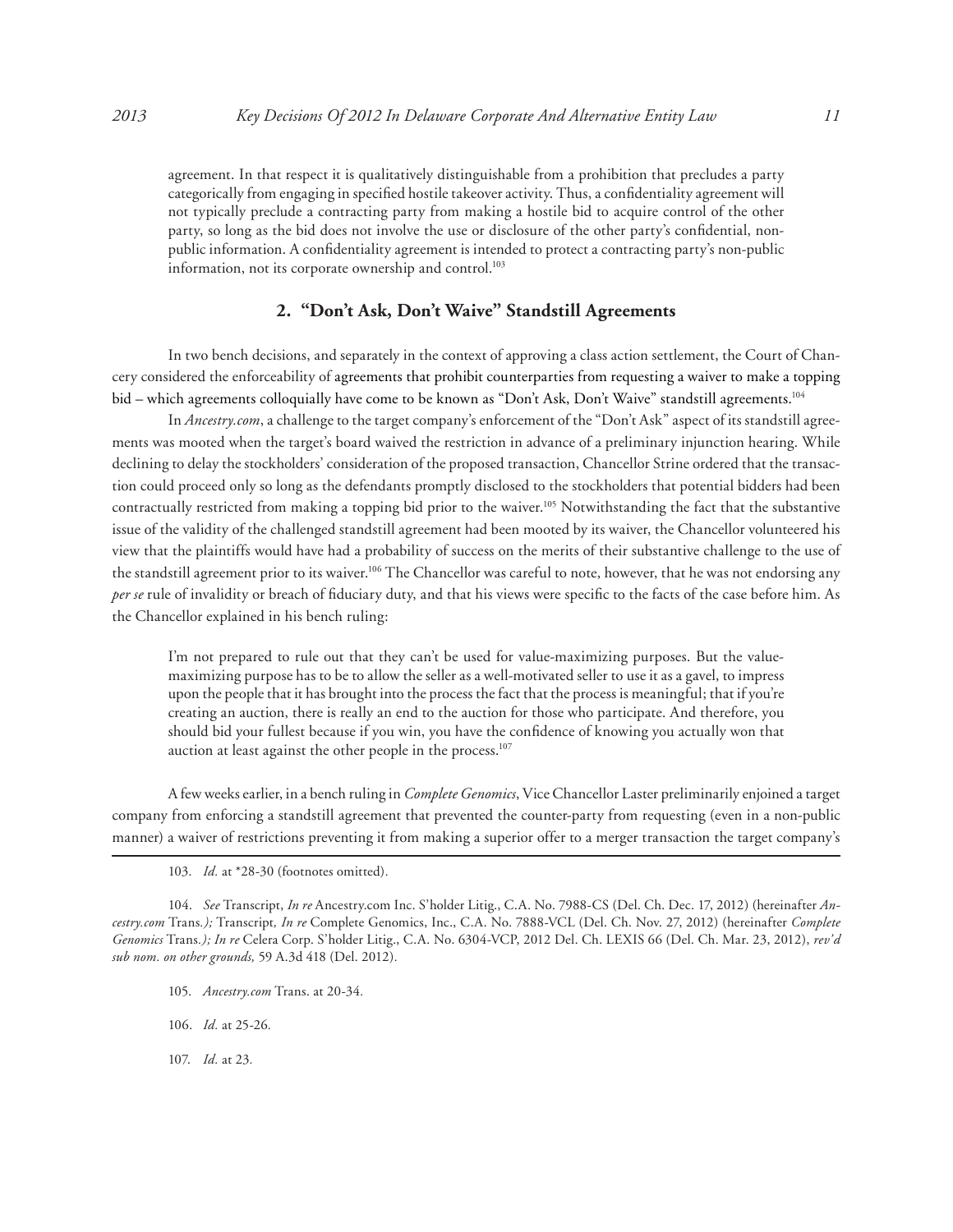agreement. In that respect it is qualitatively distinguishable from a prohibition that precludes a party categorically from engaging in specified hostile takeover activity. Thus, a confidentiality agreement will not typically preclude a contracting party from making a hostile bid to acquire control of the other party, so long as the bid does not involve the use or disclosure of the other party's confidential, non-public information. A confidentiality agreement is intended to protect a contracting party's non-public information, not its corporate ownership and control.[103]

## 2. "Don't Ask, Don't Waive" Standstill Agreements

In two bench decisions, and separately in the context of approving a class action settlement, the Court of Chancery considered the enforceability of agreements that prohibit counterparties from requesting a waiver to make a topping bid – which agreements colloquially have come to be known as "Don't Ask, Don't Waive" standstill agreements.[104]

In *Ancestry.com*, a challenge to the target company's enforcement of the "Don't Ask" aspect of its standstill agreements was mooted when the target's board waived the restriction in advance of a preliminary injunction hearing. While declining to delay the stockholders' consideration of the proposed transaction, Chancellor Strine ordered that the transaction could proceed only so long as the defendants promptly disclosed to the stockholders that potential bidders had been contractually restricted from making a topping bid prior to the waiver.[105] Notwithstanding the fact that the substantive issue of the validity of the challenged standstill agreement had been mooted by its waiver, the Chancellor volunteered his view that the plaintiffs would have had a probability of success on the merits of their substantive challenge to the use of the standstill agreement prior to its waiver.[106] The Chancellor was careful to note, however, that he was not endorsing any *per se* rule of invalidity or breach of fiduciary duty, and that his views were specific to the facts of the case before him. As the Chancellor explained in his bench ruling:

> I'm not prepared to rule out that they can't be used for value-maximizing purposes. But the value-maximizing purpose has to be to allow the seller as a well-motivated seller to use it as a gavel, to impress upon the people that it has brought into the process the fact that the process is meaningful; that if you're creating an auction, there is really an end to the auction for those who participate. And therefore, you should bid your fullest because if you win, you have the confidence of knowing you actually won that auction at least against the other people in the process.[107]

A few weeks earlier, in a bench ruling in *Complete Genomics*, Vice Chancellor Laster preliminarily enjoined a target company from enforcing a standstill agreement that prevented the counter-party from requesting (even in a non-public manner) a waiver of restrictions preventing it from making a superior offer to a merger transaction the target company's

---

103. *Id.* at *28-30 (footnotes omitted).

104. *See* Transcript, *In re* Ancestry.com Inc. S'holder Litig., C.A. No. 7988-CS (Del. Ch. Dec. 17, 2012) (hereinafter *Ancestry.com* Trans.*);* Transcript*, In re* Complete Genomics, Inc., C.A. No. 7888-VCL (Del. Ch. Nov. 27, 2012) (hereinafter *Complete Genomics* Trans.*); In re* Celera Corp. S'holder Litig., C.A. No. 6304-VCP, 2012 Del. Ch. LEXIS 66 (Del. Ch. Mar. 23, 2012), *rev'd sub nom. on other grounds,* 59 A.3d 418 (Del. 2012).

105. *Ancestry.com* Trans. at 20-34.

106. *Id.* at 25-26.

107. *Id.* at 23.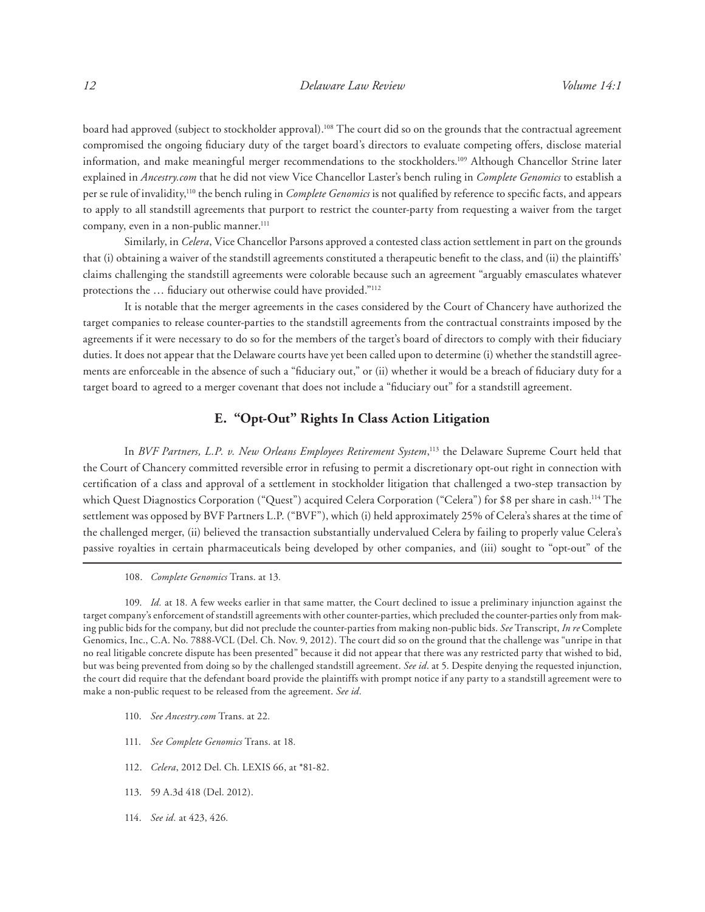board had approved (subject to stockholder approval).[108] The court did so on the grounds that the contractual agreement compromised the ongoing fiduciary duty of the target board's directors to evaluate competing offers, disclose material information, and make meaningful merger recommendations to the stockholders.[109] Although Chancellor Strine later explained in *Ancestry.com* that he did not view Vice Chancellor Laster's bench ruling in *Complete Genomics* to establish a per se rule of invalidity,[110] the bench ruling in *Complete Genomics* is not qualified by reference to specific facts, and appears to apply to all standstill agreements that purport to restrict the counter-party from requesting a waiver from the target company, even in a non-public manner.[111]

Similarly, in *Celera*, Vice Chancellor Parsons approved a contested class action settlement in part on the grounds that (i) obtaining a waiver of the standstill agreements constituted a therapeutic benefit to the class, and (ii) the plaintiffs' claims challenging the standstill agreements were colorable because such an agreement "arguably emasculates whatever protections the … fiduciary out otherwise could have provided."[112]

It is notable that the merger agreements in the cases considered by the Court of Chancery have authorized the target companies to release counter-parties to the standstill agreements from the contractual constraints imposed by the agreements if it were necessary to do so for the members of the target's board of directors to comply with their fiduciary duties. It does not appear that the Delaware courts have yet been called upon to determine (i) whether the standstill agreements are enforceable in the absence of such a "fiduciary out," or (ii) whether it would be a breach of fiduciary duty for a target board to agreed to a merger covenant that does not include a "fiduciary out" for a standstill agreement.

## E. "Opt-Out" Rights In Class Action Litigation

In *BVF Partners, L.P. v. New Orleans Employees Retirement System*,[113] the Delaware Supreme Court held that the Court of Chancery committed reversible error in refusing to permit a discretionary opt-out right in connection with certification of a class and approval of a settlement in stockholder litigation that challenged a two-step transaction by which Quest Diagnostics Corporation ("Quest") acquired Celera Corporation ("Celera") for $8 per share in cash.[114] The settlement was opposed by BVF Partners L.P. ("BVF"), which (i) held approximately 25% of Celera's shares at the time of the challenged merger, (ii) believed the transaction substantially undervalued Celera by failing to properly value Celera's passive royalties in certain pharmaceuticals being developed by other companies, and (iii) sought to "opt-out" of the

---

108. *Complete Genomics* Trans. at 13.

109. *Id.* at 18. A few weeks earlier in that same matter, the Court declined to issue a preliminary injunction against the target company's enforcement of standstill agreements with other counter-parties, which precluded the counter-parties only from making public bids for the company, but did not preclude the counter-parties from making non-public bids. *See* Transcript, *In re* Complete Genomics, Inc., C.A. No. 7888-VCL (Del. Ch. Nov. 9, 2012). The court did so on the ground that the challenge was "unripe in that no real litigable concrete dispute has been presented" because it did not appear that there was any restricted party that wished to bid, but was being prevented from doing so by the challenged standstill agreement. *See id*. at 5. Despite denying the requested injunction, the court did require that the defendant board provide the plaintiffs with prompt notice if any party to a standstill agreement were to make a non-public request to be released from the agreement. *See id.*

110. *See Ancestry.com* Trans. at 22.

111. *See Complete Genomics* Trans. at 18.

112. *Celera*, 2012 Del. Ch. LEXIS 66, at *81-82.

113. 59 A.3d 418 (Del. 2012).

114. *See id.* at 423, 426.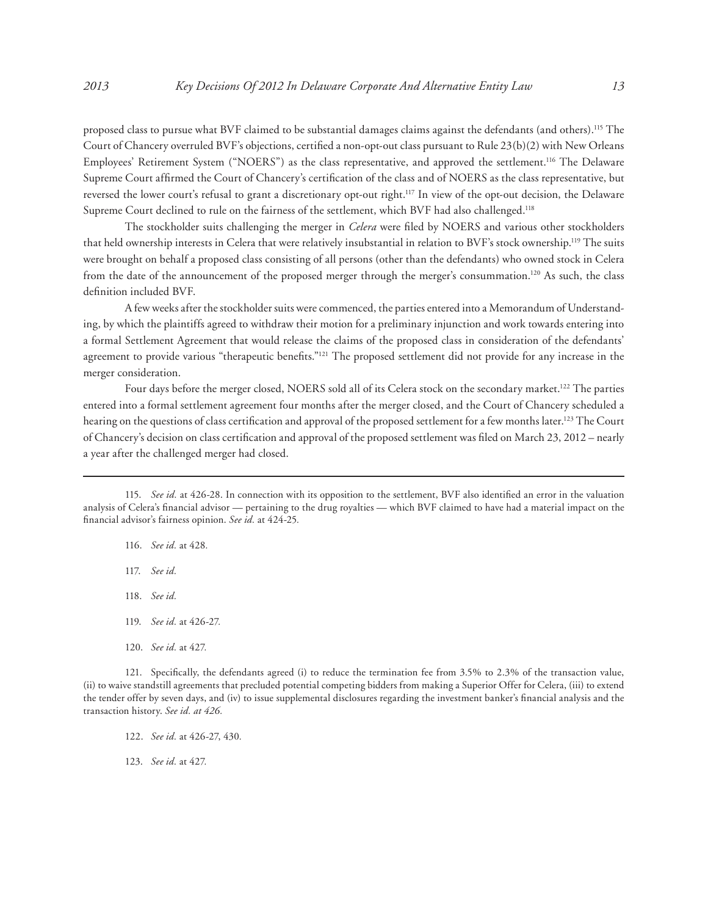proposed class to pursue what BVF claimed to be substantial damages claims against the defendants (and others).[115] The Court of Chancery overruled BVF's objections, certified a non-opt-out class pursuant to Rule 23(b)(2) with New Orleans Employees' Retirement System ("NOERS") as the class representative, and approved the settlement.[116] The Delaware Supreme Court affirmed the Court of Chancery's certification of the class and of NOERS as the class representative, but reversed the lower court's refusal to grant a discretionary opt-out right.[117] In view of the opt-out decision, the Delaware Supreme Court declined to rule on the fairness of the settlement, which BVF had also challenged.[118]

The stockholder suits challenging the merger in *Celera* were filed by NOERS and various other stockholders that held ownership interests in Celera that were relatively insubstantial in relation to BVF's stock ownership.[119] The suits were brought on behalf a proposed class consisting of all persons (other than the defendants) who owned stock in Celera from the date of the announcement of the proposed merger through the merger's consummation.[120] As such, the class definition included BVF.

A few weeks after the stockholder suits were commenced, the parties entered into a Memorandum of Understanding, by which the plaintiffs agreed to withdraw their motion for a preliminary injunction and work towards entering into a formal Settlement Agreement that would release the claims of the proposed class in consideration of the defendants' agreement to provide various "therapeutic benefits."[121] The proposed settlement did not provide for any increase in the merger consideration.

Four days before the merger closed, NOERS sold all of its Celera stock on the secondary market.[122] The parties entered into a formal settlement agreement four months after the merger closed, and the Court of Chancery scheduled a hearing on the questions of class certification and approval of the proposed settlement for a few months later.[123] The Court of Chancery's decision on class certification and approval of the proposed settlement was filed on March 23, 2012 – nearly a year after the challenged merger had closed.

---

115. *See id.* at 426-28. In connection with its opposition to the settlement, BVF also identified an error in the valuation analysis of Celera's financial advisor — pertaining to the drug royalties — which BVF claimed to have had a material impact on the financial advisor's fairness opinion. *See id.* at 424-25.

116. *See id.* at 428.

117. *See id.*

118. *See id.*

119. *See id.* at 426-27.

120. *See id.* at 427.

121. Specifically, the defendants agreed (i) to reduce the termination fee from 3.5% to 2.3% of the transaction value, (ii) to waive standstill agreements that precluded potential competing bidders from making a Superior Offer for Celera, (iii) to extend the tender offer by seven days, and (iv) to issue supplemental disclosures regarding the investment banker's financial analysis and the transaction history. *See id. at 426.*

122. *See id.* at 426-27, 430.

123. *See id.* at 427.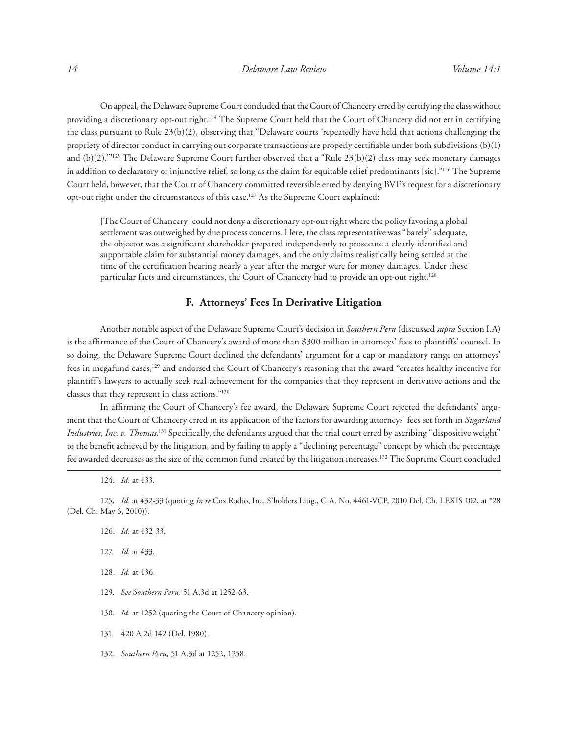On appeal, the Delaware Supreme Court concluded that the Court of Chancery erred by certifying the class without providing a discretionary opt-out right.[124] The Supreme Court held that the Court of Chancery did not err in certifying the class pursuant to Rule 23(b)(2), observing that "Delaware courts 'repeatedly have held that actions challenging the propriety of director conduct in carrying out corporate transactions are properly certifiable under both subdivisions (b)(1) and (b)(2).'"[125] The Delaware Supreme Court further observed that a "Rule 23(b)(2) class may seek monetary damages in addition to declaratory or injunctive relief, so long as the claim for equitable relief predominants [sic]."[126] The Supreme Court held, however, that the Court of Chancery committed reversible erred by denying BVF's request for a discretionary opt-out right under the circumstances of this case.[127] As the Supreme Court explained:

> [The Court of Chancery] could not deny a discretionary opt-out right where the policy favoring a global settlement was outweighed by due process concerns. Here, the class representative was "barely" adequate, the objector was a significant shareholder prepared independently to prosecute a clearly identified and supportable claim for substantial money damages, and the only claims realistically being settled at the time of the certification hearing nearly a year after the merger were for money damages. Under these particular facts and circumstances, the Court of Chancery had to provide an opt-out right.[128]

### F. Attorneys' Fees In Derivative Litigation

Another notable aspect of the Delaware Supreme Court's decision in *Southern Peru* (discussed *supra* Section I.A) is the affirmance of the Court of Chancery's award of more than $300 million in attorneys' fees to plaintiffs' counsel. In so doing, the Delaware Supreme Court declined the defendants' argument for a cap or mandatory range on attorneys' fees in megafund cases,[129] and endorsed the Court of Chancery's reasoning that the award "creates healthy incentive for plaintiff's lawyers to actually seek real achievement for the companies that they represent in derivative actions and the classes that they represent in class actions."[130]

In affirming the Court of Chancery's fee award, the Delaware Supreme Court rejected the defendants' argument that the Court of Chancery erred in its application of the factors for awarding attorneys' fees set forth in *Sugarland Industries, Inc. v. Thomas*.[131] Specifically, the defendants argued that the trial court erred by ascribing "dispositive weight" to the benefit achieved by the litigation, and by failing to apply a "declining percentage" concept by which the percentage fee awarded decreases as the size of the common fund created by the litigation increases.[132] The Supreme Court concluded

---

124. *Id.* at 433.

125. *Id.* at 432-33 (quoting *In re* Cox Radio, Inc. S'holders Litig., C.A. No. 4461-VCP, 2010 Del. Ch. LEXIS 102, at *28 (Del. Ch. May 6, 2010)).

126. *Id.* at 432-33.

127. *Id.* at 433.

128. *Id.* at 436.

129. *See Southern Peru,* 51 A.3d at 1252-63.

130. *Id.* at 1252 (quoting the Court of Chancery opinion).

131. 420 A.2d 142 (Del. 1980).

132. *Southern Peru,* 51 A.3d at 1252, 1258.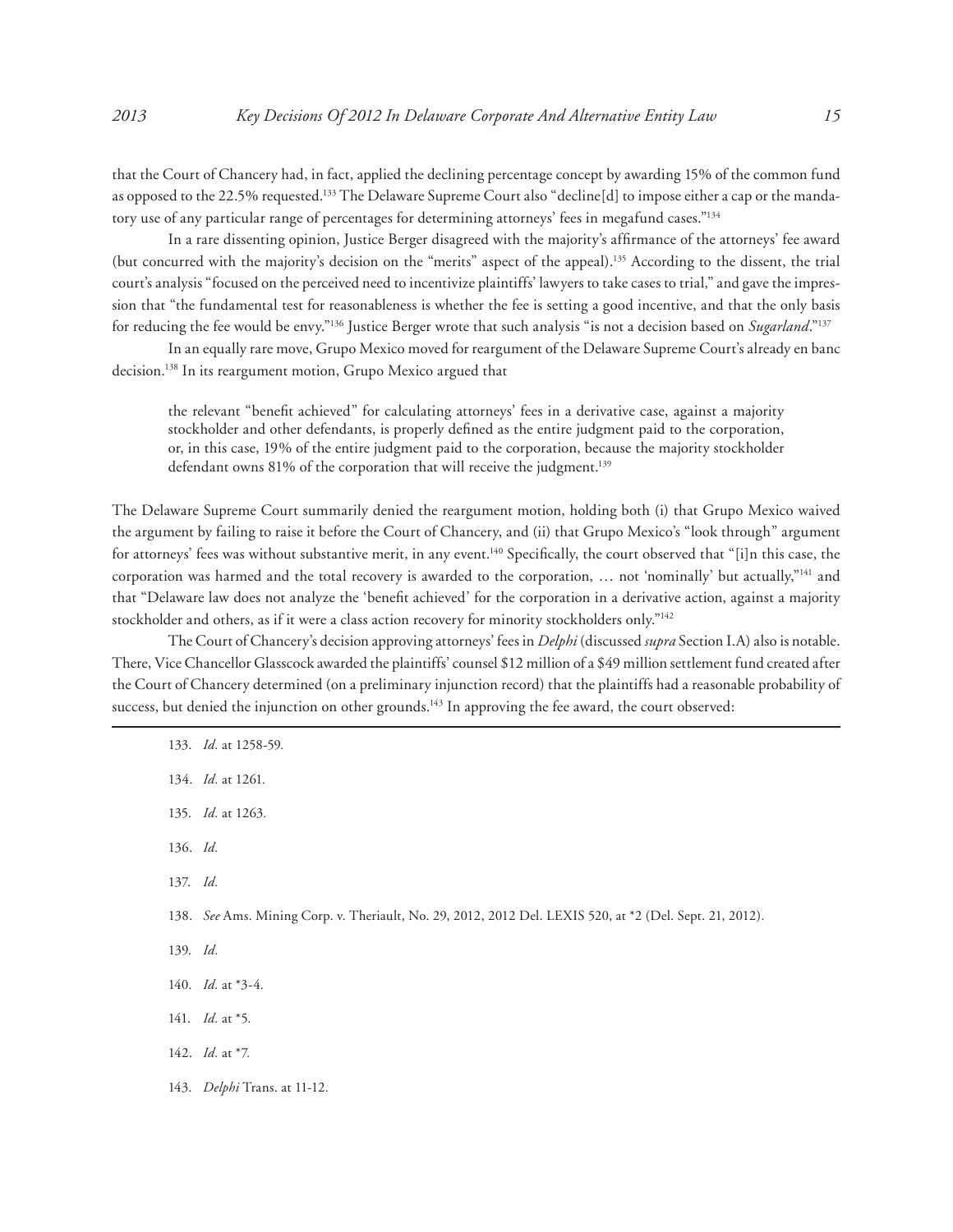that the Court of Chancery had, in fact, applied the declining percentage concept by awarding 15% of the common fund as opposed to the 22.5% requested.[133] The Delaware Supreme Court also "decline[d] to impose either a cap or the mandatory use of any particular range of percentages for determining attorneys' fees in megafund cases."[134]

In a rare dissenting opinion, Justice Berger disagreed with the majority's affirmance of the attorneys' fee award (but concurred with the majority's decision on the "merits" aspect of the appeal).[135] According to the dissent, the trial court's analysis "focused on the perceived need to incentivize plaintiffs' lawyers to take cases to trial," and gave the impression that "the fundamental test for reasonableness is whether the fee is setting a good incentive, and that the only basis for reducing the fee would be envy."[136] Justice Berger wrote that such analysis "is not a decision based on *Sugarland*."[137]

In an equally rare move, Grupo Mexico moved for reargument of the Delaware Supreme Court's already en banc decision.[138] In its reargument motion, Grupo Mexico argued that

> the relevant "benefit achieved" for calculating attorneys' fees in a derivative case, against a majority stockholder and other defendants, is properly defined as the entire judgment paid to the corporation, or, in this case, 19% of the entire judgment paid to the corporation, because the majority stockholder defendant owns 81% of the corporation that will receive the judgment.[139]

The Delaware Supreme Court summarily denied the reargument motion, holding both (i) that Grupo Mexico waived the argument by failing to raise it before the Court of Chancery, and (ii) that Grupo Mexico's "look through" argument for attorneys' fees was without substantive merit, in any event.[140] Specifically, the court observed that "[i]n this case, the corporation was harmed and the total recovery is awarded to the corporation, … not 'nominally' but actually,"[141] and that "Delaware law does not analyze the 'benefit achieved' for the corporation in a derivative action, against a majority stockholder and others, as if it were a class action recovery for minority stockholders only."[142]

The Court of Chancery's decision approving attorneys' fees in *Delphi* (discussed *supra* Section I.A) also is notable. There, Vice Chancellor Glasscock awarded the plaintiffs' counsel $12 million of a $49 million settlement fund created after the Court of Chancery determined (on a preliminary injunction record) that the plaintiffs had a reasonable probability of success, but denied the injunction on other grounds.[143] In approving the fee award, the court observed:

---

133. *Id.* at 1258-59.

134. *Id.* at 1261.

135. *Id.* at 1263.

136. *Id.*

137. *Id.*

138. *See* Ams. Mining Corp. v. Theriault, No. 29, 2012, 2012 Del. LEXIS 520, at *2 (Del. Sept. 21, 2012).

139. *Id.*

140. *Id.* at *3-4.

141. *Id.* at *5.

142. *Id.* at *7.

143. *Delphi* Trans. at 11-12.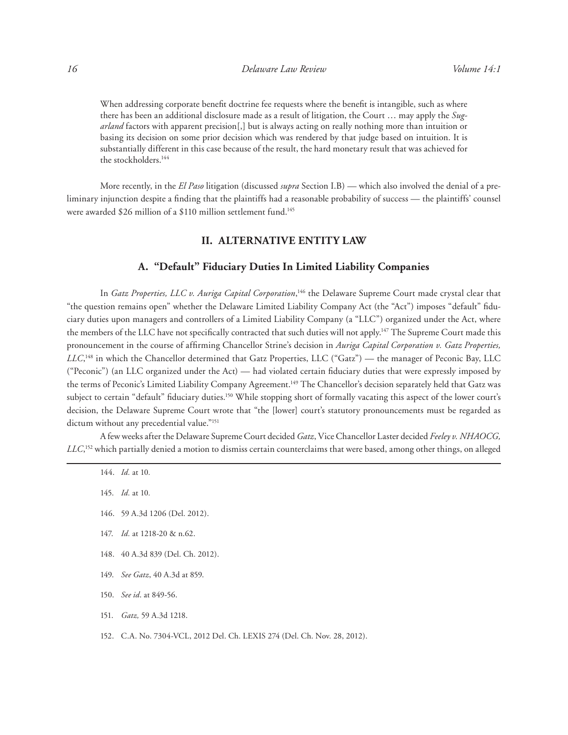When addressing corporate benefit doctrine fee requests where the benefit is intangible, such as where there has been an additional disclosure made as a result of litigation, the Court … may apply the *Sugarland* factors with apparent precision[,] but is always acting on really nothing more than intuition or basing its decision on some prior decision which was rendered by that judge based on intuition. It is substantially different in this case because of the result, the hard monetary result that was achieved for the stockholders.[144]

More recently, in the *El Paso* litigation (discussed *supra* Section I.B) — which also involved the denial of a preliminary injunction despite a finding that the plaintiffs had a reasonable probability of success — the plaintiffs' counsel were awarded $26 million of a $110 million settlement fund.[145]

## II. ALTERNATIVE ENTITY LAW

### A. "Default" Fiduciary Duties In Limited Liability Companies

In *Gatz Properties, LLC v. Auriga Capital Corporation*,[146] the Delaware Supreme Court made crystal clear that "the question remains open" whether the Delaware Limited Liability Company Act (the "Act") imposes "default" fiduciary duties upon managers and controllers of a Limited Liability Company (a "LLC") organized under the Act, where the members of the LLC have not specifically contracted that such duties will not apply.[147] The Supreme Court made this pronouncement in the course of affirming Chancellor Strine's decision in *Auriga Capital Corporation v. Gatz Properties, LLC*,[148] in which the Chancellor determined that Gatz Properties, LLC ("Gatz") — the manager of Peconic Bay, LLC ("Peconic") (an LLC organized under the Act) — had violated certain fiduciary duties that were expressly imposed by the terms of Peconic's Limited Liability Company Agreement.[149] The Chancellor's decision separately held that Gatz was subject to certain "default" fiduciary duties.[150] While stopping short of formally vacating this aspect of the lower court's decision, the Delaware Supreme Court wrote that "the [lower] court's statutory pronouncements must be regarded as dictum without any precedential value."[151]

A few weeks after the Delaware Supreme Court decided *Gatz*, Vice Chancellor Laster decided *Feeley v. NHAOCG, LLC*,[152] which partially denied a motion to dismiss certain counterclaims that were based, among other things, on alleged

---

144. *Id.* at 10.

145. *Id.* at 10.

146. 59 A.3d 1206 (Del. 2012).

147. *Id.* at 1218-20 & n.62.

148. 40 A.3d 839 (Del. Ch. 2012).

149. *See Gatz*, 40 A.3d at 859.

150. *See id*. at 849-56.

151. *Gatz,* 59 A.3d 1218.

152. C.A. No. 7304-VCL, 2012 Del. Ch. LEXIS 274 (Del. Ch. Nov. 28, 2012).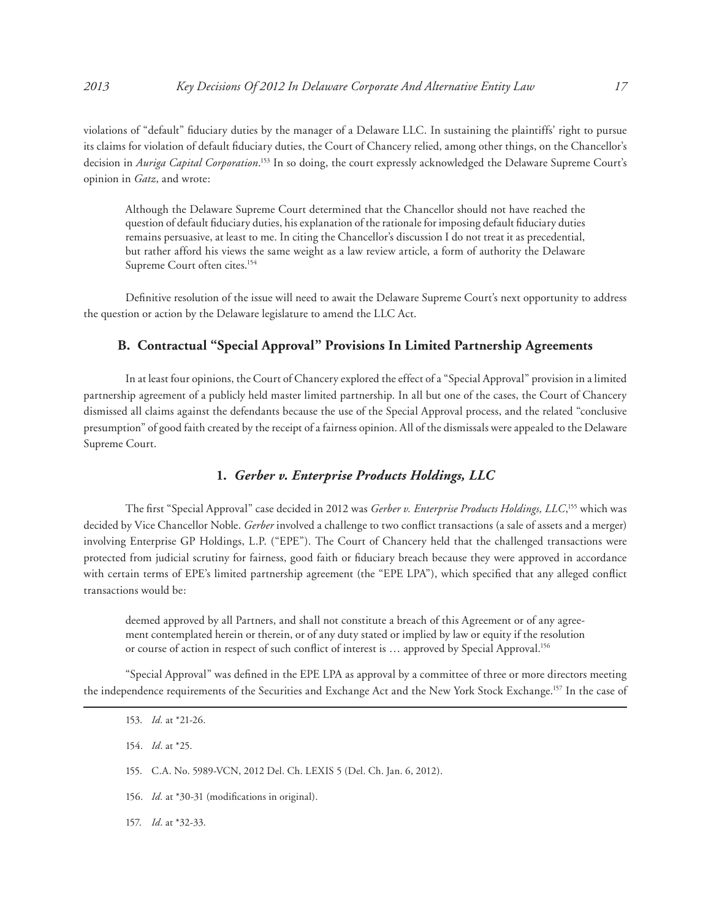violations of "default" fiduciary duties by the manager of a Delaware LLC. In sustaining the plaintiffs' right to pursue its claims for violation of default fiduciary duties, the Court of Chancery relied, among other things, on the Chancellor's decision in *Auriga Capital Corporation*.[153] In so doing, the court expressly acknowledged the Delaware Supreme Court's opinion in *Gatz*, and wrote:

> Although the Delaware Supreme Court determined that the Chancellor should not have reached the question of default fiduciary duties, his explanation of the rationale for imposing default fiduciary duties remains persuasive, at least to me. In citing the Chancellor's discussion I do not treat it as precedential, but rather afford his views the same weight as a law review article, a form of authority the Delaware Supreme Court often cites.[154]

Definitive resolution of the issue will need to await the Delaware Supreme Court's next opportunity to address the question or action by the Delaware legislature to amend the LLC Act.

## B. Contractual "Special Approval" Provisions In Limited Partnership Agreements

In at least four opinions, the Court of Chancery explored the effect of a "Special Approval" provision in a limited partnership agreement of a publicly held master limited partnership. In all but one of the cases, the Court of Chancery dismissed all claims against the defendants because the use of the Special Approval process, and the related "conclusive presumption" of good faith created by the receipt of a fairness opinion. All of the dismissals were appealed to the Delaware Supreme Court.

### 1. *Gerber v. Enterprise Products Holdings, LLC*

The first "Special Approval" case decided in 2012 was *Gerber v. Enterprise Products Holdings, LLC*,[155] which was decided by Vice Chancellor Noble. *Gerber* involved a challenge to two conflict transactions (a sale of assets and a merger) involving Enterprise GP Holdings, L.P. ("EPE"). The Court of Chancery held that the challenged transactions were protected from judicial scrutiny for fairness, good faith or fiduciary breach because they were approved in accordance with certain terms of EPE's limited partnership agreement (the "EPE LPA"), which specified that any alleged conflict transactions would be:

> deemed approved by all Partners, and shall not constitute a breach of this Agreement or of any agreement contemplated herein or therein, or of any duty stated or implied by law or equity if the resolution or course of action in respect of such conflict of interest is … approved by Special Approval.[156]

"Special Approval" was defined in the EPE LPA as approval by a committee of three or more directors meeting the independence requirements of the Securities and Exchange Act and the New York Stock Exchange.[157] In the case of

---

153. *Id.* at *21-26.

154. *Id*. at *25.

155. C.A. No. 5989-VCN, 2012 Del. Ch. LEXIS 5 (Del. Ch. Jan. 6, 2012).

156. *Id.* at *30-31 (modifications in original).

157. *Id*. at *32-33.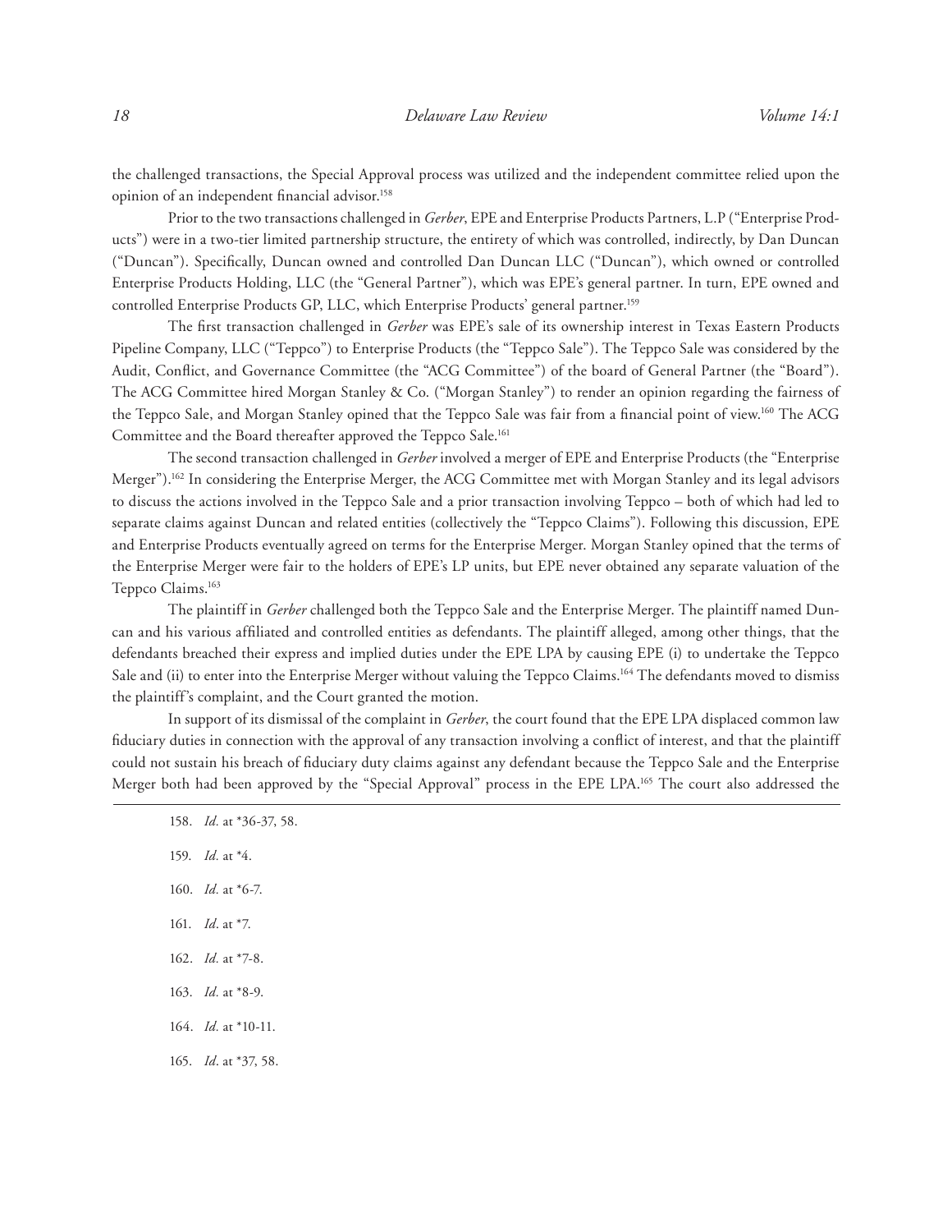the challenged transactions, the Special Approval process was utilized and the independent committee relied upon the opinion of an independent financial advisor.[158]

Prior to the two transactions challenged in *Gerber*, EPE and Enterprise Products Partners, L.P ("Enterprise Products") were in a two-tier limited partnership structure, the entirety of which was controlled, indirectly, by Dan Duncan ("Duncan"). Specifically, Duncan owned and controlled Dan Duncan LLC ("Duncan"), which owned or controlled Enterprise Products Holding, LLC (the "General Partner"), which was EPE's general partner. In turn, EPE owned and controlled Enterprise Products GP, LLC, which Enterprise Products' general partner.[159]

The first transaction challenged in *Gerber* was EPE's sale of its ownership interest in Texas Eastern Products Pipeline Company, LLC ("Teppco") to Enterprise Products (the "Teppco Sale"). The Teppco Sale was considered by the Audit, Conflict, and Governance Committee (the "ACG Committee") of the board of General Partner (the "Board"). The ACG Committee hired Morgan Stanley & Co. ("Morgan Stanley") to render an opinion regarding the fairness of the Teppco Sale, and Morgan Stanley opined that the Teppco Sale was fair from a financial point of view.[160] The ACG Committee and the Board thereafter approved the Teppco Sale.[161]

The second transaction challenged in *Gerber* involved a merger of EPE and Enterprise Products (the "Enterprise Merger").[162] In considering the Enterprise Merger, the ACG Committee met with Morgan Stanley and its legal advisors to discuss the actions involved in the Teppco Sale and a prior transaction involving Teppco – both of which had led to separate claims against Duncan and related entities (collectively the "Teppco Claims"). Following this discussion, EPE and Enterprise Products eventually agreed on terms for the Enterprise Merger. Morgan Stanley opined that the terms of the Enterprise Merger were fair to the holders of EPE's LP units, but EPE never obtained any separate valuation of the Teppco Claims.[163]

The plaintiff in *Gerber* challenged both the Teppco Sale and the Enterprise Merger. The plaintiff named Duncan and his various affiliated and controlled entities as defendants. The plaintiff alleged, among other things, that the defendants breached their express and implied duties under the EPE LPA by causing EPE (i) to undertake the Teppco Sale and (ii) to enter into the Enterprise Merger without valuing the Teppco Claims.[164] The defendants moved to dismiss the plaintiff's complaint, and the Court granted the motion.

In support of its dismissal of the complaint in *Gerber*, the court found that the EPE LPA displaced common law fiduciary duties in connection with the approval of any transaction involving a conflict of interest, and that the plaintiff could not sustain his breach of fiduciary duty claims against any defendant because the Teppco Sale and the Enterprise Merger both had been approved by the "Special Approval" process in the EPE LPA.[165] The court also addressed the

---

158. *Id.* at *36-37, 58.

159. *Id.* at *4.

160. *Id.* at *6-7.

161. *Id*. at *7.

162. *Id.* at *7-8.

163. *Id.* at *8-9.

164. *Id.* at *10-11.

165. *Id*. at *37, 58.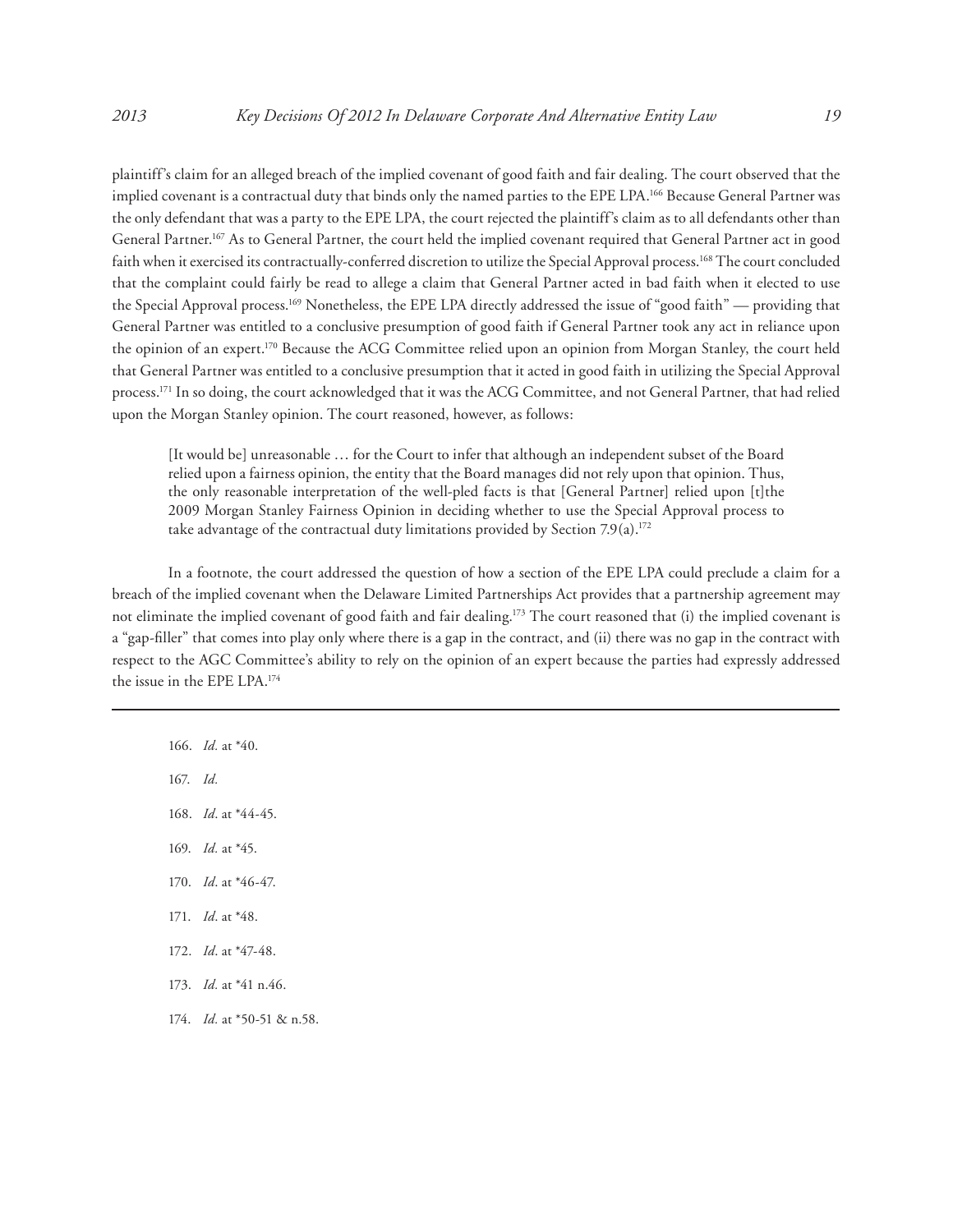plaintiff's claim for an alleged breach of the implied covenant of good faith and fair dealing. The court observed that the implied covenant is a contractual duty that binds only the named parties to the EPE LPA.[166] Because General Partner was the only defendant that was a party to the EPE LPA, the court rejected the plaintiff's claim as to all defendants other than General Partner.[167] As to General Partner, the court held the implied covenant required that General Partner act in good faith when it exercised its contractually-conferred discretion to utilize the Special Approval process.[168] The court concluded that the complaint could fairly be read to allege a claim that General Partner acted in bad faith when it elected to use the Special Approval process.[169] Nonetheless, the EPE LPA directly addressed the issue of "good faith" — providing that General Partner was entitled to a conclusive presumption of good faith if General Partner took any act in reliance upon the opinion of an expert.[170] Because the ACG Committee relied upon an opinion from Morgan Stanley, the court held that General Partner was entitled to a conclusive presumption that it acted in good faith in utilizing the Special Approval process.[171] In so doing, the court acknowledged that it was the ACG Committee, and not General Partner, that had relied upon the Morgan Stanley opinion. The court reasoned, however, as follows:

> [It would be] unreasonable … for the Court to infer that although an independent subset of the Board relied upon a fairness opinion, the entity that the Board manages did not rely upon that opinion. Thus, the only reasonable interpretation of the well-pled facts is that [General Partner] relied upon [t]the 2009 Morgan Stanley Fairness Opinion in deciding whether to use the Special Approval process to take advantage of the contractual duty limitations provided by Section 7.9(a).[172]

In a footnote, the court addressed the question of how a section of the EPE LPA could preclude a claim for a breach of the implied covenant when the Delaware Limited Partnerships Act provides that a partnership agreement may not eliminate the implied covenant of good faith and fair dealing.[173] The court reasoned that (i) the implied covenant is a "gap-filler" that comes into play only where there is a gap in the contract, and (ii) there was no gap in the contract with respect to the AGC Committee's ability to rely on the opinion of an expert because the parties had expressly addressed the issue in the EPE LPA.[174]

---

166. *Id.* at *40.

167. *Id.*

168. *Id*. at *44-45.

169. *Id.* at *45.

170. *Id*. at *46-47.

171. *Id*. at *48.

172. *Id*. at *47-48.

173. *Id.* at *41 n.46.

174. *Id.* at *50-51 & n.58.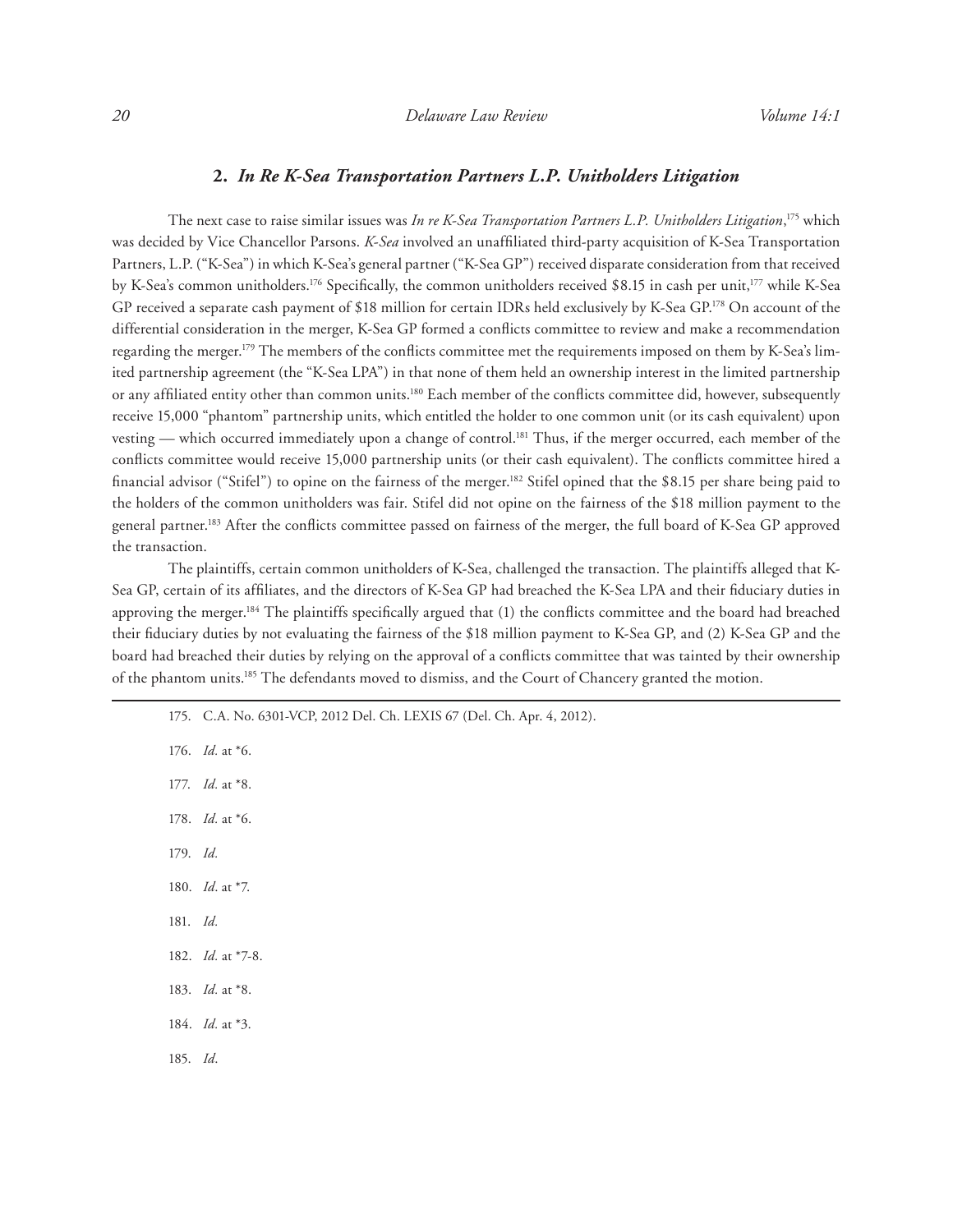### 2. *In Re K-Sea Transportation Partners L.P. Unitholders Litigation*

The next case to raise similar issues was *In re K-Sea Transportation Partners L.P. Unitholders Litigation*,[175] which was decided by Vice Chancellor Parsons. *K-Sea* involved an unaffiliated third-party acquisition of K-Sea Transportation Partners, L.P. ("K-Sea") in which K-Sea's general partner ("K-Sea GP") received disparate consideration from that received by K-Sea's common unitholders.[176] Specifically, the common unitholders received $8.15 in cash per unit,[177] while K-Sea GP received a separate cash payment of $18 million for certain IDRs held exclusively by K-Sea GP.[178] On account of the differential consideration in the merger, K-Sea GP formed a conflicts committee to review and make a recommendation regarding the merger.[179] The members of the conflicts committee met the requirements imposed on them by K-Sea's limited partnership agreement (the "K-Sea LPA") in that none of them held an ownership interest in the limited partnership or any affiliated entity other than common units.[180] Each member of the conflicts committee did, however, subsequently receive 15,000 "phantom" partnership units, which entitled the holder to one common unit (or its cash equivalent) upon vesting — which occurred immediately upon a change of control.[181] Thus, if the merger occurred, each member of the conflicts committee would receive 15,000 partnership units (or their cash equivalent). The conflicts committee hired a financial advisor ("Stifel") to opine on the fairness of the merger.[182] Stifel opined that the $8.15 per share being paid to the holders of the common unitholders was fair. Stifel did not opine on the fairness of the $18 million payment to the general partner.[183] After the conflicts committee passed on fairness of the merger, the full board of K-Sea GP approved the transaction.

The plaintiffs, certain common unitholders of K-Sea, challenged the transaction. The plaintiffs alleged that K-Sea GP, certain of its affiliates, and the directors of K-Sea GP had breached the K-Sea LPA and their fiduciary duties in approving the merger.[184] The plaintiffs specifically argued that (1) the conflicts committee and the board had breached their fiduciary duties by not evaluating the fairness of the $18 million payment to K-Sea GP, and (2) K-Sea GP and the board had breached their duties by relying on the approval of a conflicts committee that was tainted by their ownership of the phantom units.[185] The defendants moved to dismiss, and the Court of Chancery granted the motion.

---

175. C.A. No. 6301-VCP, 2012 Del. Ch. LEXIS 67 (Del. Ch. Apr. 4, 2012).

176. *Id.* at *6.

177. *Id.* at *8.

178. *Id.* at *6.

179. *Id.*

180. *Id*. at *7.

181. *Id.*

182. *Id.* at *7-8.

183. *Id.* at *8.

184. *Id.* at *3.

185. *Id.*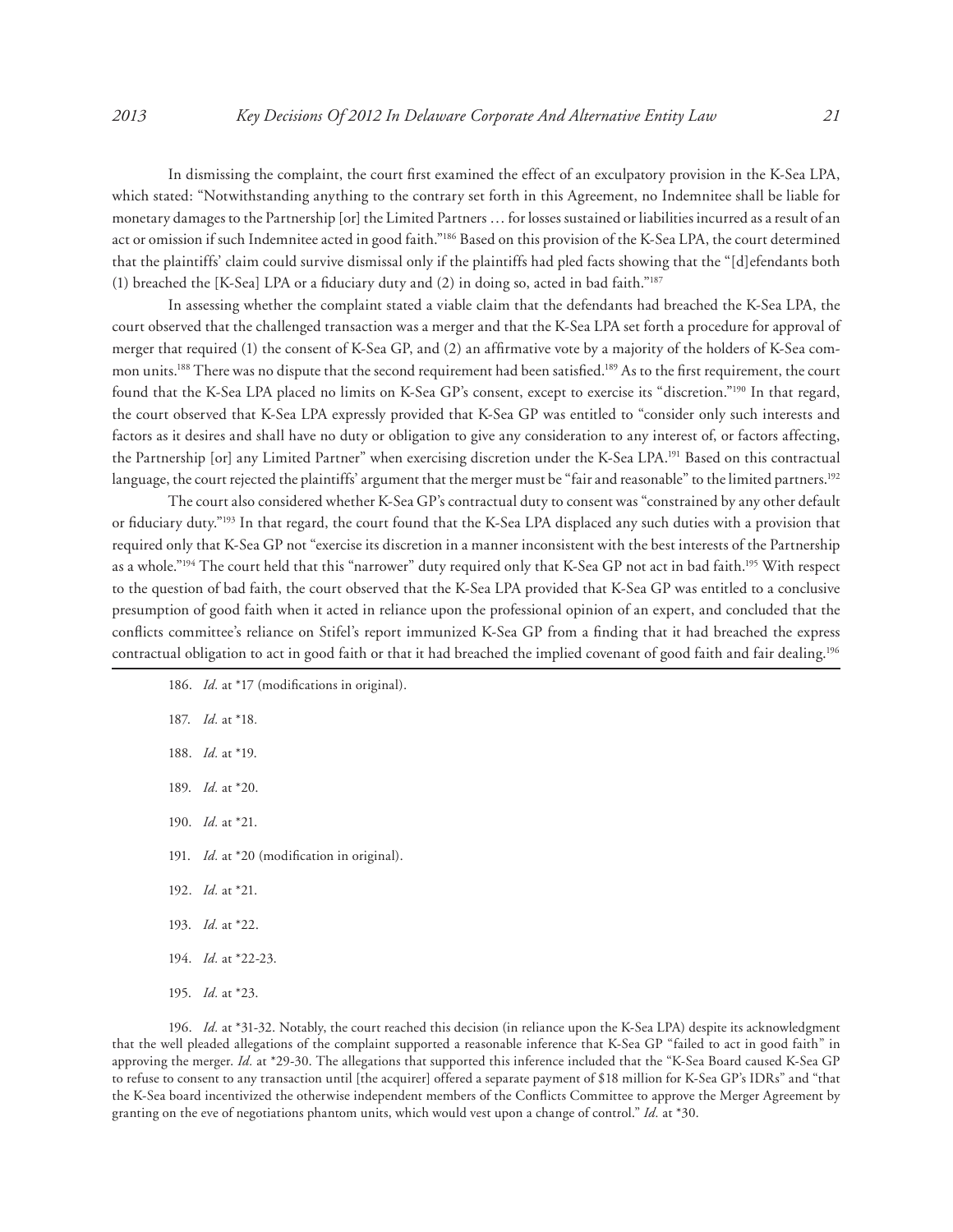In dismissing the complaint, the court first examined the effect of an exculpatory provision in the K-Sea LPA, which stated: "Notwithstanding anything to the contrary set forth in this Agreement, no Indemnitee shall be liable for monetary damages to the Partnership [or] the Limited Partners … for losses sustained or liabilities incurred as a result of an act or omission if such Indemnitee acted in good faith."[186] Based on this provision of the K-Sea LPA, the court determined that the plaintiffs' claim could survive dismissal only if the plaintiffs had pled facts showing that the "[d]efendants both (1) breached the [K-Sea] LPA or a fiduciary duty and (2) in doing so, acted in bad faith."[187]

In assessing whether the complaint stated a viable claim that the defendants had breached the K-Sea LPA, the court observed that the challenged transaction was a merger and that the K-Sea LPA set forth a procedure for approval of merger that required (1) the consent of K-Sea GP, and (2) an affirmative vote by a majority of the holders of K-Sea common units.[188] There was no dispute that the second requirement had been satisfied.[189] As to the first requirement, the court found that the K-Sea LPA placed no limits on K-Sea GP's consent, except to exercise its "discretion."[190] In that regard, the court observed that K-Sea LPA expressly provided that K-Sea GP was entitled to "consider only such interests and factors as it desires and shall have no duty or obligation to give any consideration to any interest of, or factors affecting, the Partnership [or] any Limited Partner" when exercising discretion under the K-Sea LPA.[191] Based on this contractual language, the court rejected the plaintiffs' argument that the merger must be "fair and reasonable" to the limited partners.[192]

The court also considered whether K-Sea GP's contractual duty to consent was "constrained by any other default or fiduciary duty."[193] In that regard, the court found that the K-Sea LPA displaced any such duties with a provision that required only that K-Sea GP not "exercise its discretion in a manner inconsistent with the best interests of the Partnership as a whole."[194] The court held that this "narrower" duty required only that K-Sea GP not act in bad faith.[195] With respect to the question of bad faith, the court observed that the K-Sea LPA provided that K-Sea GP was entitled to a conclusive presumption of good faith when it acted in reliance upon the professional opinion of an expert, and concluded that the conflicts committee's reliance on Stifel's report immunized K-Sea GP from a finding that it had breached the express contractual obligation to act in good faith or that it had breached the implied covenant of good faith and fair dealing.[196]

---

186. *Id.* at *17 (modifications in original).

187. *Id.* at *18.

188. *Id.* at *19.

189. *Id.* at *20.

190. *Id.* at *21.

191. *Id.* at *20 (modification in original).

192. *Id.* at *21.

193. *Id.* at *22.

194. *Id.* at *22-23.

195. *Id.* at *23.

196. *Id.* at *31-32. Notably, the court reached this decision (in reliance upon the K-Sea LPA) despite its acknowledgment that the well pleaded allegations of the complaint supported a reasonable inference that K-Sea GP "failed to act in good faith" in approving the merger. *Id.* at *29-30. The allegations that supported this inference included that the "K-Sea Board caused K-Sea GP to refuse to consent to any transaction until [the acquirer] offered a separate payment of $18 million for K-Sea GP's IDRs" and "that the K-Sea board incentivized the otherwise independent members of the Conflicts Committee to approve the Merger Agreement by granting on the eve of negotiations phantom units, which would vest upon a change of control." *Id.* at *30.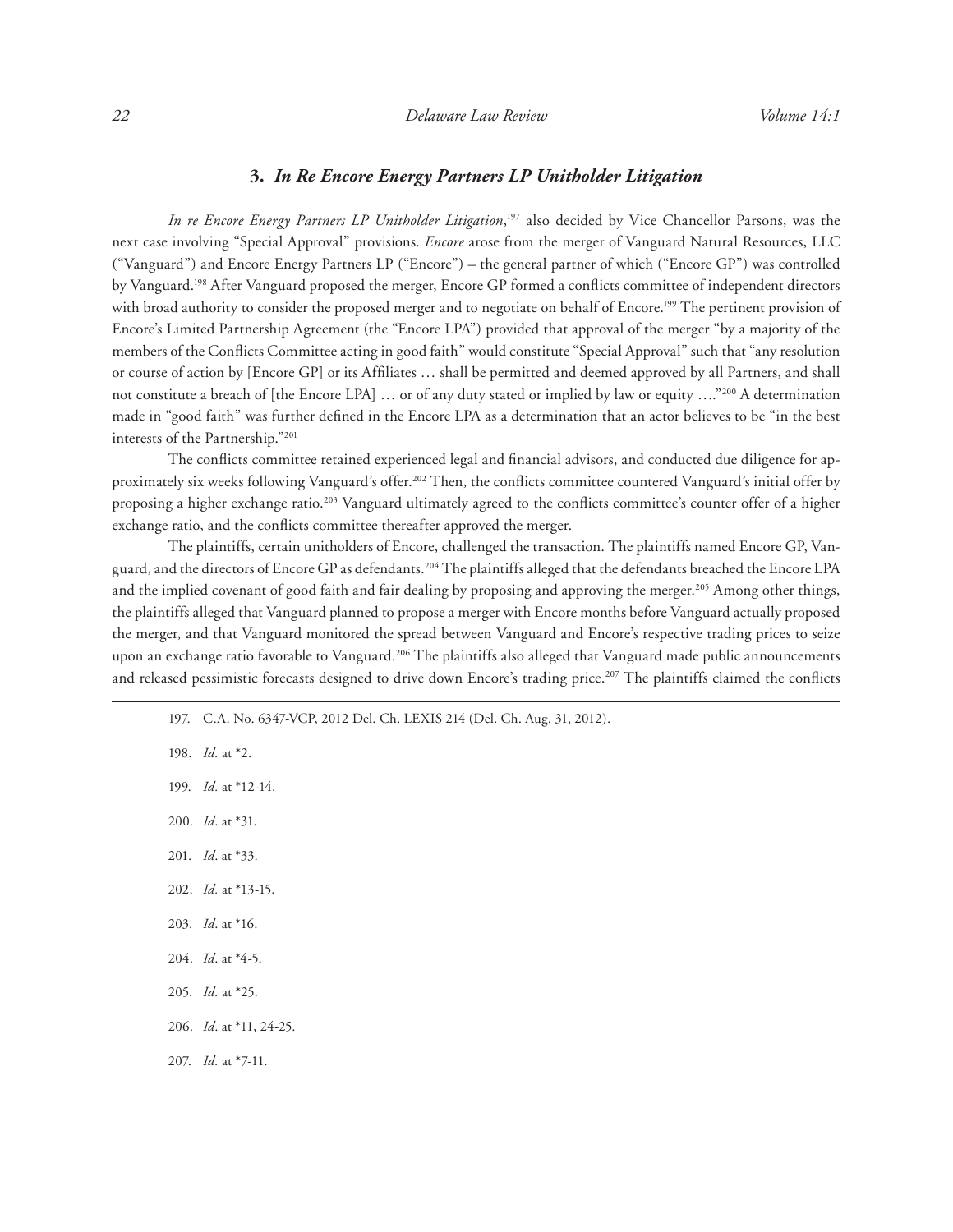### 3. *In Re Encore Energy Partners LP Unitholder Litigation*

*In re Encore Energy Partners LP Unitholder Litigation*,[197] also decided by Vice Chancellor Parsons, was the next case involving "Special Approval" provisions. *Encore* arose from the merger of Vanguard Natural Resources, LLC ("Vanguard") and Encore Energy Partners LP ("Encore") – the general partner of which ("Encore GP") was controlled by Vanguard.[198] After Vanguard proposed the merger, Encore GP formed a conflicts committee of independent directors with broad authority to consider the proposed merger and to negotiate on behalf of Encore.[199] The pertinent provision of Encore's Limited Partnership Agreement (the "Encore LPA") provided that approval of the merger "by a majority of the members of the Conflicts Committee acting in good faith" would constitute "Special Approval" such that "any resolution or course of action by [Encore GP] or its Affiliates … shall be permitted and deemed approved by all Partners, and shall not constitute a breach of [the Encore LPA] … or of any duty stated or implied by law or equity …."[200] A determination made in "good faith" was further defined in the Encore LPA as a determination that an actor believes to be "in the best interests of the Partnership."[201]

The conflicts committee retained experienced legal and financial advisors, and conducted due diligence for approximately six weeks following Vanguard's offer.[202] Then, the conflicts committee countered Vanguard's initial offer by proposing a higher exchange ratio.[203] Vanguard ultimately agreed to the conflicts committee's counter offer of a higher exchange ratio, and the conflicts committee thereafter approved the merger.

The plaintiffs, certain unitholders of Encore, challenged the transaction. The plaintiffs named Encore GP, Vanguard, and the directors of Encore GP as defendants.[204] The plaintiffs alleged that the defendants breached the Encore LPA and the implied covenant of good faith and fair dealing by proposing and approving the merger.[205] Among other things, the plaintiffs alleged that Vanguard planned to propose a merger with Encore months before Vanguard actually proposed the merger, and that Vanguard monitored the spread between Vanguard and Encore's respective trading prices to seize upon an exchange ratio favorable to Vanguard.[206] The plaintiffs also alleged that Vanguard made public announcements and released pessimistic forecasts designed to drive down Encore's trading price.[207] The plaintiffs claimed the conflicts

---

197. C.A. No. 6347-VCP, 2012 Del. Ch. LEXIS 214 (Del. Ch. Aug. 31, 2012).

198. *Id.* at *2.

199. *Id.* at *12-14.

200. *Id*. at *31.

201. *Id*. at *33.

202. *Id.* at *13-15.

203. *Id*. at *16.

204. *Id*. at *4-5.

205. *Id.* at *25.

206. *Id*. at *11, 24-25.

207. *Id.* at *7-11.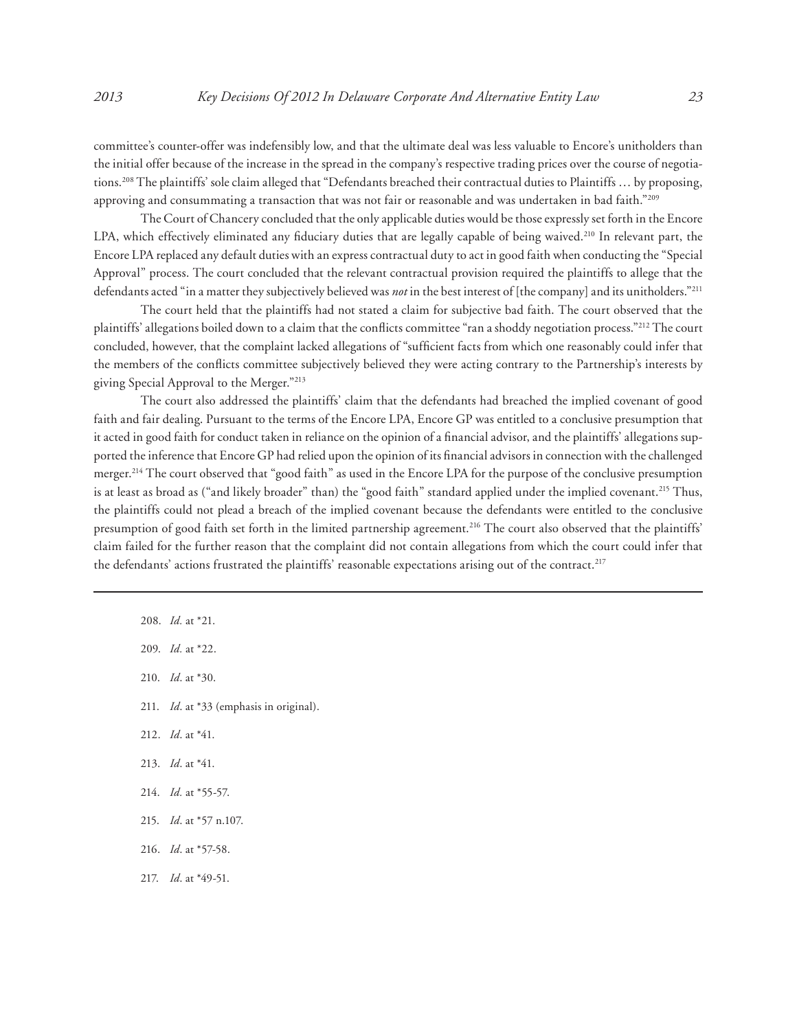committee's counter-offer was indefensibly low, and that the ultimate deal was less valuable to Encore's unitholders than the initial offer because of the increase in the spread in the company's respective trading prices over the course of negotiations.[208] The plaintiffs' sole claim alleged that "Defendants breached their contractual duties to Plaintiffs … by proposing, approving and consummating a transaction that was not fair or reasonable and was undertaken in bad faith."[209]

The Court of Chancery concluded that the only applicable duties would be those expressly set forth in the Encore LPA, which effectively eliminated any fiduciary duties that are legally capable of being waived.[210] In relevant part, the Encore LPA replaced any default duties with an express contractual duty to act in good faith when conducting the "Special Approval" process. The court concluded that the relevant contractual provision required the plaintiffs to allege that the defendants acted "in a matter they subjectively believed was *not* in the best interest of [the company] and its unitholders."[211]

The court held that the plaintiffs had not stated a claim for subjective bad faith. The court observed that the plaintiffs' allegations boiled down to a claim that the conflicts committee "ran a shoddy negotiation process."[212] The court concluded, however, that the complaint lacked allegations of "sufficient facts from which one reasonably could infer that the members of the conflicts committee subjectively believed they were acting contrary to the Partnership's interests by giving Special Approval to the Merger."[213]

The court also addressed the plaintiffs' claim that the defendants had breached the implied covenant of good faith and fair dealing. Pursuant to the terms of the Encore LPA, Encore GP was entitled to a conclusive presumption that it acted in good faith for conduct taken in reliance on the opinion of a financial advisor, and the plaintiffs' allegations supported the inference that Encore GP had relied upon the opinion of its financial advisors in connection with the challenged merger.[214] The court observed that "good faith" as used in the Encore LPA for the purpose of the conclusive presumption is at least as broad as ("and likely broader" than) the "good faith" standard applied under the implied covenant.[215] Thus, the plaintiffs could not plead a breach of the implied covenant because the defendants were entitled to the conclusive presumption of good faith set forth in the limited partnership agreement.[216] The court also observed that the plaintiffs' claim failed for the further reason that the complaint did not contain allegations from which the court could infer that the defendants' actions frustrated the plaintiffs' reasonable expectations arising out of the contract.[217]

---

208. *Id.* at *21.

209. *Id.* at *22.

210. *Id*. at *30.

211. *Id*. at *33 (emphasis in original).

212. *Id*. at *41.

213. *Id*. at *41.

214. *Id.* at *55-57.

215. *Id*. at *57 n.107.

216. *Id*. at *57-58.

217. *Id*. at *49-51.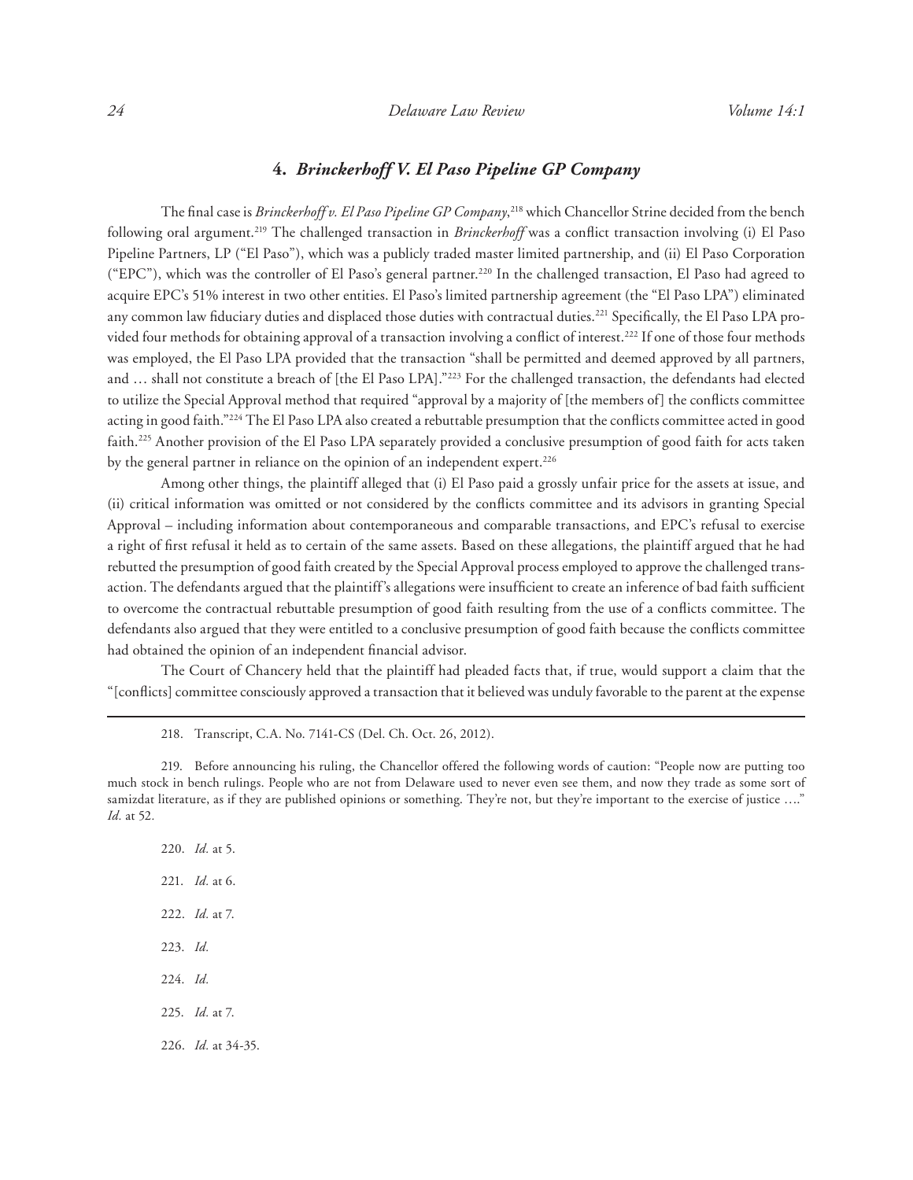### 4. *Brinckerhoff V. El Paso Pipeline GP Company*

The final case is *Brinckerhoff v. El Paso Pipeline GP Company*,[218] which Chancellor Strine decided from the bench following oral argument.[219] The challenged transaction in *Brinckerhoff* was a conflict transaction involving (i) El Paso Pipeline Partners, LP ("El Paso"), which was a publicly traded master limited partnership, and (ii) El Paso Corporation ("EPC"), which was the controller of El Paso's general partner.[220] In the challenged transaction, El Paso had agreed to acquire EPC's 51% interest in two other entities. El Paso's limited partnership agreement (the "El Paso LPA") eliminated any common law fiduciary duties and displaced those duties with contractual duties.[221] Specifically, the El Paso LPA provided four methods for obtaining approval of a transaction involving a conflict of interest.[222] If one of those four methods was employed, the El Paso LPA provided that the transaction "shall be permitted and deemed approved by all partners, and … shall not constitute a breach of [the El Paso LPA]."[223] For the challenged transaction, the defendants had elected to utilize the Special Approval method that required "approval by a majority of [the members of] the conflicts committee acting in good faith."[224] The El Paso LPA also created a rebuttable presumption that the conflicts committee acted in good faith.[225] Another provision of the El Paso LPA separately provided a conclusive presumption of good faith for acts taken by the general partner in reliance on the opinion of an independent expert.[226]

Among other things, the plaintiff alleged that (i) El Paso paid a grossly unfair price for the assets at issue, and (ii) critical information was omitted or not considered by the conflicts committee and its advisors in granting Special Approval – including information about contemporaneous and comparable transactions, and EPC's refusal to exercise a right of first refusal it held as to certain of the same assets. Based on these allegations, the plaintiff argued that he had rebutted the presumption of good faith created by the Special Approval process employed to approve the challenged transaction. The defendants argued that the plaintiff's allegations were insufficient to create an inference of bad faith sufficient to overcome the contractual rebuttable presumption of good faith resulting from the use of a conflicts committee. The defendants also argued that they were entitled to a conclusive presumption of good faith because the conflicts committee had obtained the opinion of an independent financial advisor.

The Court of Chancery held that the plaintiff had pleaded facts that, if true, would support a claim that the "[conflicts] committee consciously approved a transaction that it believed was unduly favorable to the parent at the expense

---

218. Transcript, C.A. No. 7141-CS (Del. Ch. Oct. 26, 2012).

219. Before announcing his ruling, the Chancellor offered the following words of caution: "People now are putting too much stock in bench rulings. People who are not from Delaware used to never even see them, and now they trade as some sort of samizdat literature, as if they are published opinions or something. They're not, but they're important to the exercise of justice …." *Id.* at 52.

220. *Id.* at 5.

221. *Id.* at 6.

222. *Id.* at 7.

223. *Id.*

224. *Id.*

225. *Id.* at 7.

226. *Id.* at 34-35.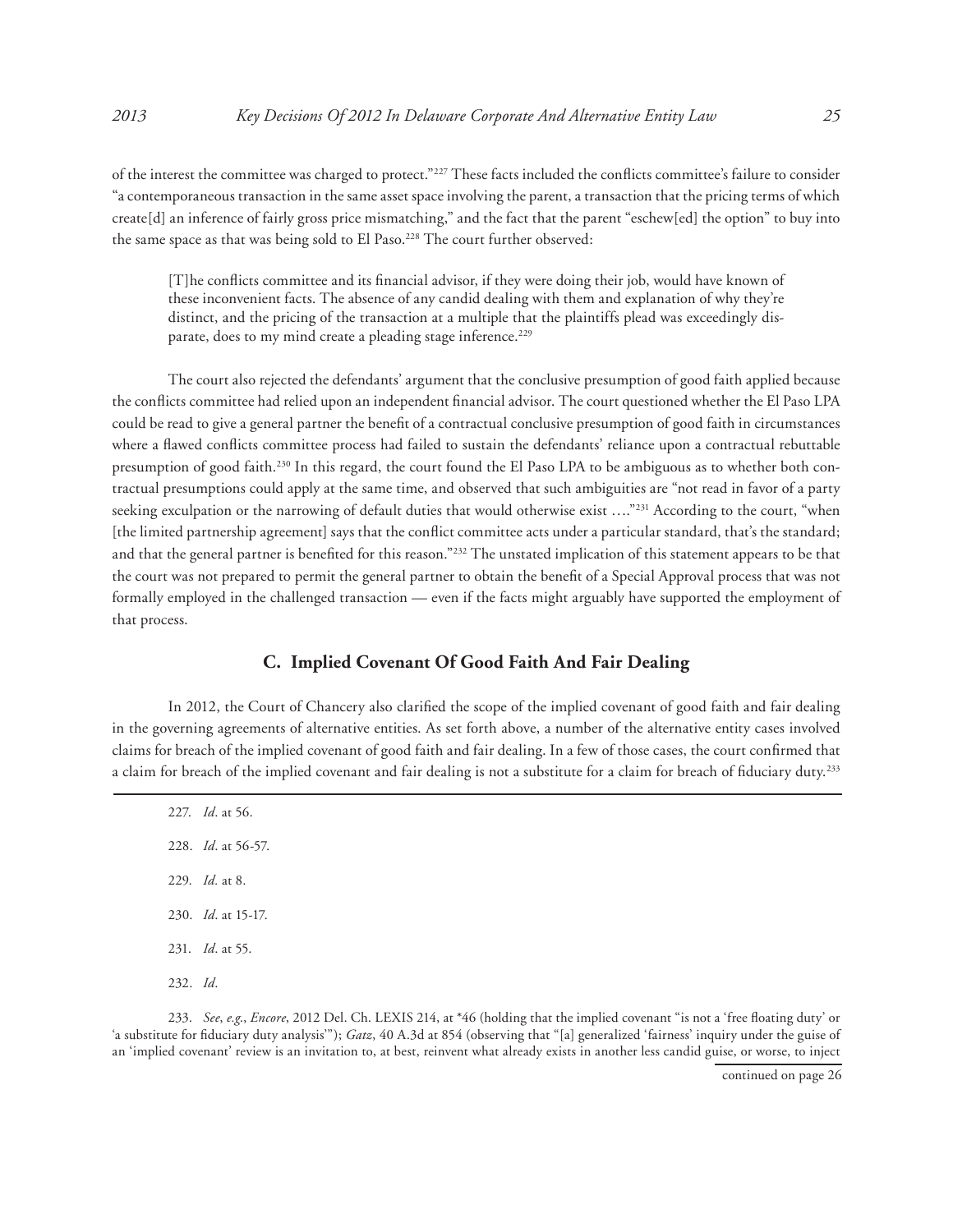of the interest the committee was charged to protect."[227] These facts included the conflicts committee's failure to consider "a contemporaneous transaction in the same asset space involving the parent, a transaction that the pricing terms of which create[d] an inference of fairly gross price mismatching," and the fact that the parent "eschew[ed] the option" to buy into the same space as that was being sold to El Paso.[228] The court further observed:

> [T]he conflicts committee and its financial advisor, if they were doing their job, would have known of these inconvenient facts. The absence of any candid dealing with them and explanation of why they're distinct, and the pricing of the transaction at a multiple that the plaintiffs plead was exceedingly disparate, does to my mind create a pleading stage inference.[229]

The court also rejected the defendants' argument that the conclusive presumption of good faith applied because the conflicts committee had relied upon an independent financial advisor. The court questioned whether the El Paso LPA could be read to give a general partner the benefit of a contractual conclusive presumption of good faith in circumstances where a flawed conflicts committee process had failed to sustain the defendants' reliance upon a contractual rebuttable presumption of good faith.[230] In this regard, the court found the El Paso LPA to be ambiguous as to whether both contractual presumptions could apply at the same time, and observed that such ambiguities are "not read in favor of a party seeking exculpation or the narrowing of default duties that would otherwise exist …."[231] According to the court, "when [the limited partnership agreement] says that the conflict committee acts under a particular standard, that's the standard; and that the general partner is benefited for this reason."[232] The unstated implication of this statement appears to be that the court was not prepared to permit the general partner to obtain the benefit of a Special Approval process that was not formally employed in the challenged transaction — even if the facts might arguably have supported the employment of that process.

### C. Implied Covenant Of Good Faith And Fair Dealing

In 2012, the Court of Chancery also clarified the scope of the implied covenant of good faith and fair dealing in the governing agreements of alternative entities. As set forth above, a number of the alternative entity cases involved claims for breach of the implied covenant of good faith and fair dealing. In a few of those cases, the court confirmed that a claim for breach of the implied covenant and fair dealing is not a substitute for a claim for breach of fiduciary duty.[233]

---

227. *Id*. at 56.

228. *Id*. at 56-57.

229. *Id.* at 8.

230. *Id*. at 15-17.

231. *Id*. at 55.

232. *Id*.

233. *See*, *e.g.*, *Encore*, 2012 Del. Ch. LEXIS 214, at *46 (holding that the implied covenant "is not a 'free floating duty' or 'a substitute for fiduciary duty analysis'"); *Gatz*, 40 A.3d at 854 (observing that "[a] generalized 'fairness' inquiry under the guise of an 'implied covenant' review is an invitation to, at best, reinvent what already exists in another less candid guise, or worse, to inject

continued on page 26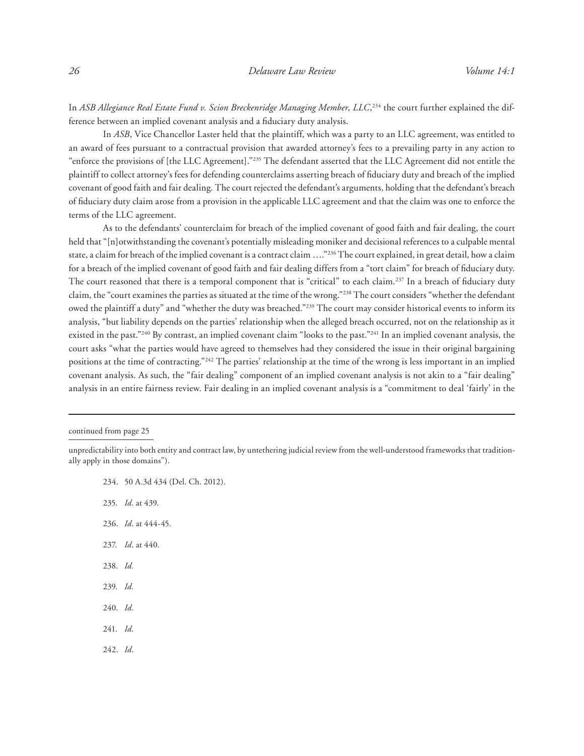In *ASB Allegiance Real Estate Fund v. Scion Breckenridge Managing Member, LLC*,[234] the court further explained the difference between an implied covenant analysis and a fiduciary duty analysis.

In *ASB*, Vice Chancellor Laster held that the plaintiff, which was a party to an LLC agreement, was entitled to an award of fees pursuant to a contractual provision that awarded attorney's fees to a prevailing party in any action to "enforce the provisions of [the LLC Agreement]."[235] The defendant asserted that the LLC Agreement did not entitle the plaintiff to collect attorney's fees for defending counterclaims asserting breach of fiduciary duty and breach of the implied covenant of good faith and fair dealing. The court rejected the defendant's arguments, holding that the defendant's breach of fiduciary duty claim arose from a provision in the applicable LLC agreement and that the claim was one to enforce the terms of the LLC agreement.

As to the defendants' counterclaim for breach of the implied covenant of good faith and fair dealing, the court held that "[n]otwithstanding the covenant's potentially misleading moniker and decisional references to a culpable mental state, a claim for breach of the implied covenant is a contract claim …."[236] The court explained, in great detail, how a claim for a breach of the implied covenant of good faith and fair dealing differs from a "tort claim" for breach of fiduciary duty. The court reasoned that there is a temporal component that is "critical" to each claim.[237] In a breach of fiduciary duty claim, the "court examines the parties as situated at the time of the wrong."[238] The court considers "whether the defendant owed the plaintiff a duty" and "whether the duty was breached."[239] The court may consider historical events to inform its analysis, "but liability depends on the parties' relationship when the alleged breach occurred, not on the relationship as it existed in the past."[240] By contrast, an implied covenant claim "looks to the past."[241] In an implied covenant analysis, the court asks "what the parties would have agreed to themselves had they considered the issue in their original bargaining positions at the time of contracting."[242] The parties' relationship at the time of the wrong is less important in an implied covenant analysis. As such, the "fair dealing" component of an implied covenant analysis is not akin to a "fair dealing" analysis in an entire fairness review. Fair dealing in an implied covenant analysis is a "commitment to deal 'fairly' in the

---

continued from page 25

unpredictability into both entity and contract law, by untethering judicial review from the well-understood frameworks that traditionally apply in those domains").

234. 50 A.3d 434 (Del. Ch. 2012).

235. *Id*. at 439.

236. *Id*. at 444-45.

237. *Id*. at 440.

238. *Id.*

239. *Id.*

240. *Id*.

241. *Id*.

242. *Id.*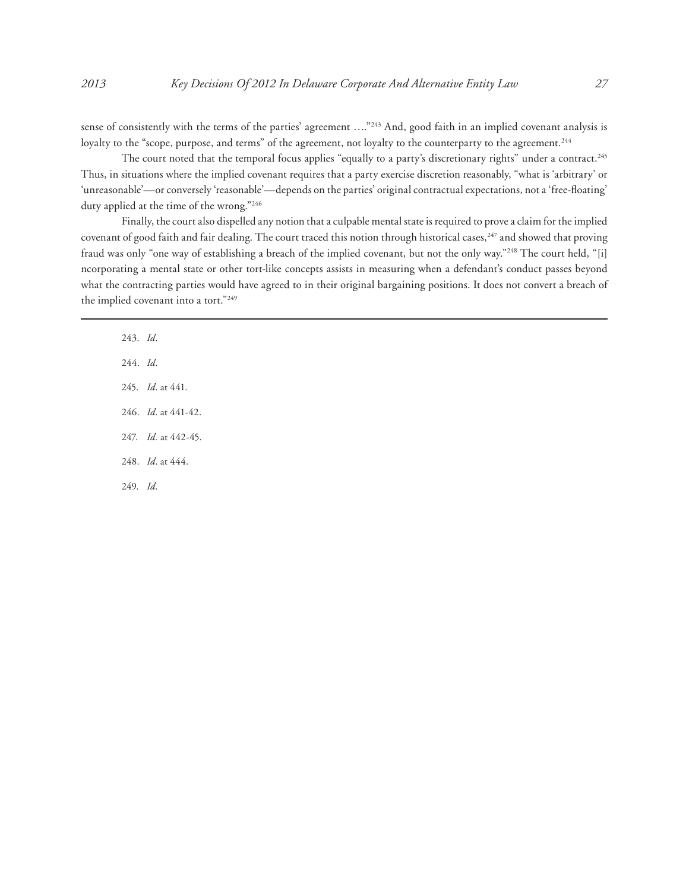sense of consistently with the terms of the parties' agreement …."[243] And, good faith in an implied covenant analysis is loyalty to the "scope, purpose, and terms" of the agreement, not loyalty to the counterparty to the agreement.[244]

The court noted that the temporal focus applies "equally to a party's discretionary rights" under a contract.[245] Thus, in situations where the implied covenant requires that a party exercise discretion reasonably, "what is 'arbitrary' or 'unreasonable'—or conversely 'reasonable'—depends on the parties' original contractual expectations, not a 'free-floating' duty applied at the time of the wrong."[246]

Finally, the court also dispelled any notion that a culpable mental state is required to prove a claim for the implied covenant of good faith and fair dealing. The court traced this notion through historical cases,[247] and showed that proving fraud was only "one way of establishing a breach of the implied covenant, but not the only way."[248] The court held, "[i]ncorporating a mental state or other tort-like concepts assists in measuring when a defendant's conduct passes beyond what the contracting parties would have agreed to in their original bargaining positions. It does not convert a breach of the implied covenant into a tort."[249]

---

243. *Id*.

244. *Id*.

245. *Id*. at 441.

246. *Id*. at 441-42.

247. *Id.* at 442-45.

248. *Id*. at 444.

249. *Id*.